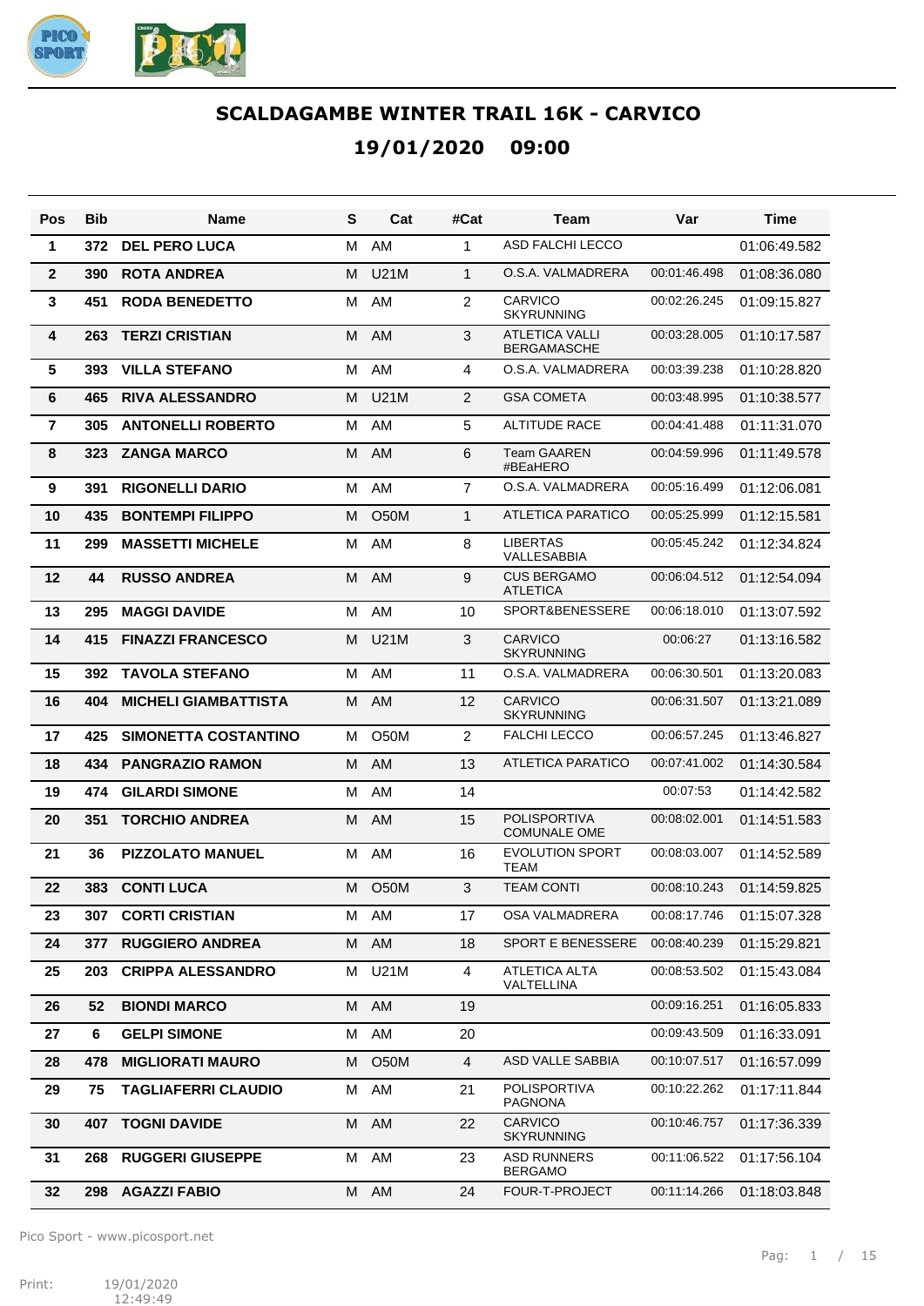# SCALDAGAMBE WINTER TRAIL 16K - CARVICO

## 19/01/2020 09:00

| Pos | Bib | Name | S | Cat | #Cat | Team | Var | Time |
|---|---|---|---|---|---|---|---|---|
| 1 | 372 | DEL PERO LUCA | M | AM | 1 | ASD FALCHI LECCO | | 01:06:49.582 |
| 2 | 390 | ROTA ANDREA | M | U21M | 1 | O.S.A. VALMADRERA | 00:01:46.498 | 01:08:36.080 |
| 3 | 451 | RODA BENEDETTO | M | AM | 2 | CARVICO SKYRUNNING | 00:02:26.245 | 01:09:15.827 |
| 4 | 263 | TERZI CRISTIAN | M | AM | 3 | ATLETICA VALLI BERGAMASCHE | 00:03:28.005 | 01:10:17.587 |
| 5 | 393 | VILLA STEFANO | M | AM | 4 | O.S.A. VALMADRERA | 00:03:39.238 | 01:10:28.820 |
| 6 | 465 | RIVA ALESSANDRO | M | U21M | 2 | GSA COMETA | 00:03:48.995 | 01:10:38.577 |
| 7 | 305 | ANTONELLI ROBERTO | M | AM | 5 | ALTITUDE RACE | 00:04:41.488 | 01:11:31.070 |
| 8 | 323 | ZANGA MARCO | M | AM | 6 | Team GAAREN #BEaHERO | 00:04:59.996 | 01:11:49.578 |
| 9 | 391 | RIGONELLI DARIO | M | AM | 7 | O.S.A. VALMADRERA | 00:05:16.499 | 01:12:06.081 |
| 10 | 435 | BONTEMPI FILIPPO | M | O50M | 1 | ATLETICA PARATICO | 00:05:25.999 | 01:12:15.581 |
| 11 | 299 | MASSETTI MICHELE | M | AM | 8 | LIBERTAS VALLESABBIA | 00:05:45.242 | 01:12:34.824 |
| 12 | 44 | RUSSO ANDREA | M | AM | 9 | CUS BERGAMO ATLETICA | 00:06:04.512 | 01:12:54.094 |
| 13 | 295 | MAGGI DAVIDE | M | AM | 10 | SPORT&BENESSERE | 00:06:18.010 | 01:13:07.592 |
| 14 | 415 | FINAZZI FRANCESCO | M | U21M | 3 | CARVICO SKYRUNNING | 00:06:27 | 01:13:16.582 |
| 15 | 392 | TAVOLA STEFANO | M | AM | 11 | O.S.A. VALMADRERA | 00:06:30.501 | 01:13:20.083 |
| 16 | 404 | MICHELI GIAMBATTISTA | M | AM | 12 | CARVICO SKYRUNNING | 00:06:31.507 | 01:13:21.089 |
| 17 | 425 | SIMONETTA COSTANTINO | M | O50M | 2 | FALCHI LECCO | 00:06:57.245 | 01:13:46.827 |
| 18 | 434 | PANGRAZIO RAMON | M | AM | 13 | ATLETICA PARATICO | 00:07:41.002 | 01:14:30.584 |
| 19 | 474 | GILARDI SIMONE | M | AM | 14 | | 00:07:53 | 01:14:42.582 |
| 20 | 351 | TORCHIO ANDREA | M | AM | 15 | POLISPORTIVA COMUNALE OME | 00:08:02.001 | 01:14:51.583 |
| 21 | 36 | PIZZOLATO MANUEL | M | AM | 16 | EVOLUTION SPORT TEAM | 00:08:03.007 | 01:14:52.589 |
| 22 | 383 | CONTI LUCA | M | O50M | 3 | TEAM CONTI | 00:08:10.243 | 01:14:59.825 |
| 23 | 307 | CORTI CRISTIAN | M | AM | 17 | OSA VALMADRERA | 00:08:17.746 | 01:15:07.328 |
| 24 | 377 | RUGGIERO ANDREA | M | AM | 18 | SPORT E BENESSERE | 00:08:40.239 | 01:15:29.821 |
| 25 | 203 | CRIPPA ALESSANDRO | M | U21M | 4 | ATLETICA ALTA VALTELLINA | 00:08:53.502 | 01:15:43.084 |
| 26 | 52 | BIONDI MARCO | M | AM | 19 | | 00:09:16.251 | 01:16:05.833 |
| 27 | 6 | GELPI SIMONE | M | AM | 20 | | 00:09:43.509 | 01:16:33.091 |
| 28 | 478 | MIGLIORATI MAURO | M | O50M | 4 | ASD VALLE SABBIA | 00:10:07.517 | 01:16:57.099 |
| 29 | 75 | TAGLIAFERRI CLAUDIO | M | AM | 21 | POLISPORTIVA PAGNONA | 00:10:22.262 | 01:17:11.844 |
| 30 | 407 | TOGNI DAVIDE | M | AM | 22 | CARVICO SKYRUNNING | 00:10:46.757 | 01:17:36.339 |
| 31 | 268 | RUGGERI GIUSEPPE | M | AM | 23 | ASD RUNNERS BERGAMO | 00:11:06.522 | 01:17:56.104 |
| 32 | 298 | AGAZZI FABIO | M | AM | 24 | FOUR-T-PROJECT | 00:11:14.266 | 01:18:03.848 |

Pico Sport - www.picosport.net

Print: 19/01/2020 12:49:49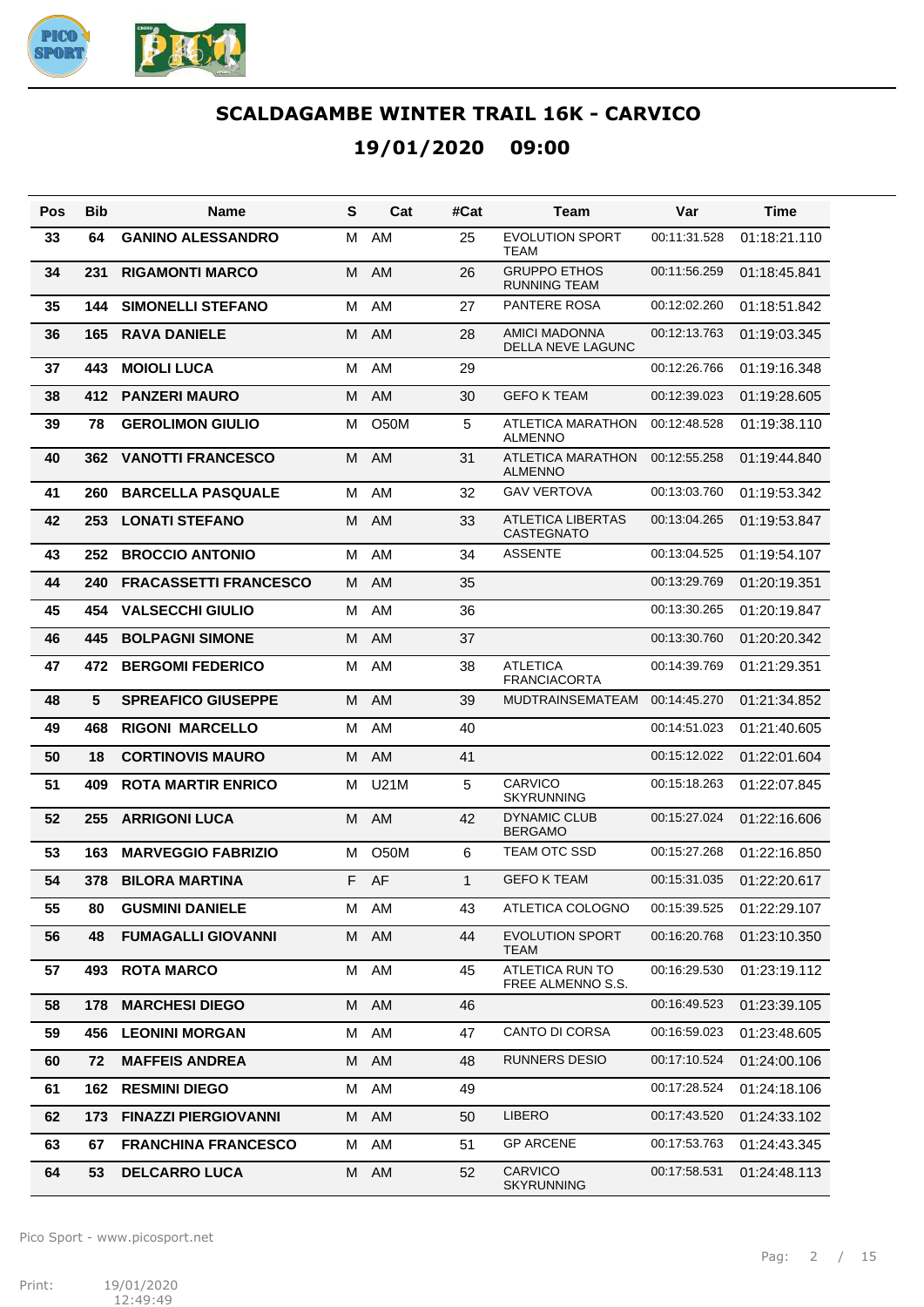# SCALDAGAMBE WINTER TRAIL 16K - CARVICO

## 19/01/2020 09:00

| Pos | Bib | Name | S | Cat | #Cat | Team | Var | Time |
|---|---|---|---|---|---|---|---|---|
| 33 | 64 | **GANINO ALESSANDRO** | M | AM | 25 | EVOLUTION SPORT TEAM | 00:11:31.528 | 01:18:21.110 |
| 34 | 231 | **RIGAMONTI MARCO** | M | AM | 26 | GRUPPO ETHOS RUNNING TEAM | 00:11:56.259 | 01:18:45.841 |
| 35 | 144 | **SIMONELLI STEFANO** | M | AM | 27 | PANTERE ROSA | 00:12:02.260 | 01:18:51.842 |
| 36 | 165 | **RAVA DANIELE** | M | AM | 28 | AMICI MADONNA DELLA NEVE LAGUNC | 00:12:13.763 | 01:19:03.345 |
| 37 | 443 | **MOIOLI LUCA** | M | AM | 29 | | 00:12:26.766 | 01:19:16.348 |
| 38 | 412 | **PANZERI MAURO** | M | AM | 30 | GEFO K TEAM | 00:12:39.023 | 01:19:28.605 |
| 39 | 78 | **GEROLIMON GIULIO** | M | O50M | 5 | ATLETICA MARATHON ALMENNO | 00:12:48.528 | 01:19:38.110 |
| 40 | 362 | **VANOTTI FRANCESCO** | M | AM | 31 | ATLETICA MARATHON ALMENNO | 00:12:55.258 | 01:19:44.840 |
| 41 | 260 | **BARCELLA PASQUALE** | M | AM | 32 | GAV VERTOVA | 00:13:03.760 | 01:19:53.342 |
| 42 | 253 | **LONATI STEFANO** | M | AM | 33 | ATLETICA LIBERTAS CASTEGNATO | 00:13:04.265 | 01:19:53.847 |
| 43 | 252 | **BROCCIO ANTONIO** | M | AM | 34 | ASSENTE | 00:13:04.525 | 01:19:54.107 |
| 44 | 240 | **FRACASSETTI FRANCESCO** | M | AM | 35 | | 00:13:29.769 | 01:20:19.351 |
| 45 | 454 | **VALSECCHI GIULIO** | M | AM | 36 | | 00:13:30.265 | 01:20:19.847 |
| 46 | 445 | **BOLPAGNI SIMONE** | M | AM | 37 | | 00:13:30.760 | 01:20:20.342 |
| 47 | 472 | **BERGOMI FEDERICO** | M | AM | 38 | ATLETICA FRANCIACORTA | 00:14:39.769 | 01:21:29.351 |
| 48 | 5 | **SPREAFICO GIUSEPPE** | M | AM | 39 | MUDTRAINSEMATEAM | 00:14:45.270 | 01:21:34.852 |
| 49 | 468 | **RIGONI MARCELLO** | M | AM | 40 | | 00:14:51.023 | 01:21:40.605 |
| 50 | 18 | **CORTINOVIS MAURO** | M | AM | 41 | | 00:15:12.022 | 01:22:01.604 |
| 51 | 409 | **ROTA MARTIR ENRICO** | M | U21M | 5 | CARVICO SKYRUNNING | 00:15:18.263 | 01:22:07.845 |
| 52 | 255 | **ARRIGONI LUCA** | M | AM | 42 | DYNAMIC CLUB BERGAMO | 00:15:27.024 | 01:22:16.606 |
| 53 | 163 | **MARVEGGIO FABRIZIO** | M | O50M | 6 | TEAM OTC SSD | 00:15:27.268 | 01:22:16.850 |
| 54 | 378 | **BILORA MARTINA** | F | AF | 1 | GEFO K TEAM | 00:15:31.035 | 01:22:20.617 |
| 55 | 80 | **GUSMINI DANIELE** | M | AM | 43 | ATLETICA COLOGNO | 00:15:39.525 | 01:22:29.107 |
| 56 | 48 | **FUMAGALLI GIOVANNI** | M | AM | 44 | EVOLUTION SPORT TEAM | 00:16:20.768 | 01:23:10.350 |
| 57 | 493 | **ROTA MARCO** | M | AM | 45 | ATLETICA RUN TO FREE ALMENNO S.S. | 00:16:29.530 | 01:23:19.112 |
| 58 | 178 | **MARCHESI DIEGO** | M | AM | 46 | | 00:16:49.523 | 01:23:39.105 |
| 59 | 456 | **LEONINI MORGAN** | M | AM | 47 | CANTO DI CORSA | 00:16:59.023 | 01:23:48.605 |
| 60 | 72 | **MAFFEIS ANDREA** | M | AM | 48 | RUNNERS DESIO | 00:17:10.524 | 01:24:00.106 |
| 61 | 162 | **RESMINI DIEGO** | M | AM | 49 | | 00:17:28.524 | 01:24:18.106 |
| 62 | 173 | **FINAZZI PIERGIOVANNI** | M | AM | 50 | LIBERO | 00:17:43.520 | 01:24:33.102 |
| 63 | 67 | **FRANCHINA FRANCESCO** | M | AM | 51 | GP ARCENE | 00:17:53.763 | 01:24:43.345 |
| 64 | 53 | **DELCARRO LUCA** | M | AM | 52 | CARVICO SKYRUNNING | 00:17:58.531 | 01:24:48.113 |

Pico Sport - www.picosport.net

Print: 19/01/2020 12:49:49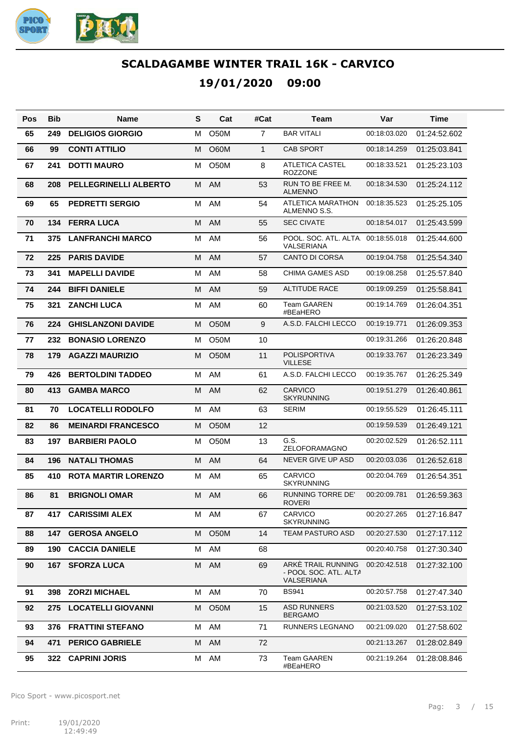# SCALDAGAMBE WINTER TRAIL 16K - CARVICO

## 19/01/2020 09:00

| Pos | Bib | Name | S | Cat | #Cat | Team | Var | Time |
|---|---|---|---|---|---|---|---|---|
| 65 | 249 | **DELIGIOS GIORGIO** | M | O50M | 7 | BAR VITALI | 00:18:03.020 | 01:24:52.602 |
| 66 | 99 | **CONTI ATTILIO** | M | O60M | 1 | CAB SPORT | 00:18:14.259 | 01:25:03.841 |
| 67 | 241 | **DOTTI MAURO** | M | O50M | 8 | ATLETICA CASTEL ROZZONE | 00:18:33.521 | 01:25:23.103 |
| 68 | 208 | **PELLEGRINELLI ALBERTO** | M | AM | 53 | RUN TO BE FREE M. ALMENNO | 00:18:34.530 | 01:25:24.112 |
| 69 | 65 | **PEDRETTI SERGIO** | M | AM | 54 | ATLETICA MARATHON ALMENNO S.S. | 00:18:35.523 | 01:25:25.105 |
| 70 | 134 | **FERRA LUCA** | M | AM | 55 | SEC CIVATE | 00:18:54.017 | 01:25:43.599 |
| 71 | 375 | **LANFRANCHI MARCO** | M | AM | 56 | POOL. SOC. ATL. ALTA VALSERIANA | 00:18:55.018 | 01:25:44.600 |
| 72 | 225 | **PARIS DAVIDE** | M | AM | 57 | CANTO DI CORSA | 00:19:04.758 | 01:25:54.340 |
| 73 | 341 | **MAPELLI DAVIDE** | M | AM | 58 | CHIMA GAMES ASD | 00:19:08.258 | 01:25:57.840 |
| 74 | 244 | **BIFFI DANIELE** | M | AM | 59 | ALTITUDE RACE | 00:19:09.259 | 01:25:58.841 |
| 75 | 321 | **ZANCHI LUCA** | M | AM | 60 | Team GAAREN #BEaHERO | 00:19:14.769 | 01:26:04.351 |
| 76 | 224 | **GHISLANZONI DAVIDE** | M | O50M | 9 | A.S.D. FALCHI LECCO | 00:19:19.771 | 01:26:09.353 |
| 77 | 232 | **BONASIO LORENZO** | M | O50M | 10 | | 00:19:31.266 | 01:26:20.848 |
| 78 | 179 | **AGAZZI MAURIZIO** | M | O50M | 11 | POLISPORTIVA VILLESE | 00:19:33.767 | 01:26:23.349 |
| 79 | 426 | **BERTOLDINI TADDEO** | M | AM | 61 | A.S.D. FALCHI LECCO | 00:19:35.767 | 01:26:25.349 |
| 80 | 413 | **GAMBA MARCO** | M | AM | 62 | CARVICO SKYRUNNING | 00:19:51.279 | 01:26:40.861 |
| 81 | 70 | **LOCATELLI RODOLFO** | M | AM | 63 | SERIM | 00:19:55.529 | 01:26:45.111 |
| 82 | 86 | **MEINARDI FRANCESCO** | M | O50M | 12 | | 00:19:59.539 | 01:26:49.121 |
| 83 | 197 | **BARBIERI PAOLO** | M | O50M | 13 | G.S. ZELOFORAMAGNO | 00:20:02.529 | 01:26:52.111 |
| 84 | 196 | **NATALI THOMAS** | M | AM | 64 | NEVER GIVE UP ASD | 00:20:03.036 | 01:26:52.618 |
| 85 | 410 | **ROTA MARTIR LORENZO** | M | AM | 65 | CARVICO SKYRUNNING | 00:20:04.769 | 01:26:54.351 |
| 86 | 81 | **BRIGNOLI OMAR** | M | AM | 66 | RUNNING TORRE DE' ROVERI | 00:20:09.781 | 01:26:59.363 |
| 87 | 417 | **CARISSIMI ALEX** | M | AM | 67 | CARVICO SKYRUNNING | 00:20:27.265 | 01:27:16.847 |
| 88 | 147 | **GEROSA ANGELO** | M | O50M | 14 | TEAM PASTURO ASD | 00:20:27.530 | 01:27:17.112 |
| 89 | 190 | **CACCIA DANIELE** | M | AM | 68 | | 00:20:40.758 | 01:27:30.340 |
| 90 | 167 | **SFORZA LUCA** | M | AM | 69 | ARKÈ TRAIL RUNNING - POOL SOC. ATL. ALTA VALSERIANA | 00:20:42.518 | 01:27:32.100 |
| 91 | 398 | **ZORZI MICHAEL** | M | AM | 70 | BS941 | 00:20:57.758 | 01:27:47.340 |
| 92 | 275 | **LOCATELLI GIOVANNI** | M | O50M | 15 | ASD RUNNERS BERGAMO | 00:21:03.520 | 01:27:53.102 |
| 93 | 376 | **FRATTINI STEFANO** | M | AM | 71 | RUNNERS LEGNANO | 00:21:09.020 | 01:27:58.602 |
| 94 | 471 | **PERICO GABRIELE** | M | AM | 72 | | 00:21:13.267 | 01:28:02.849 |
| 95 | 322 | **CAPRINI JORIS** | M | AM | 73 | Team GAAREN #BEaHERO | 00:21:19.264 | 01:28:08.846 |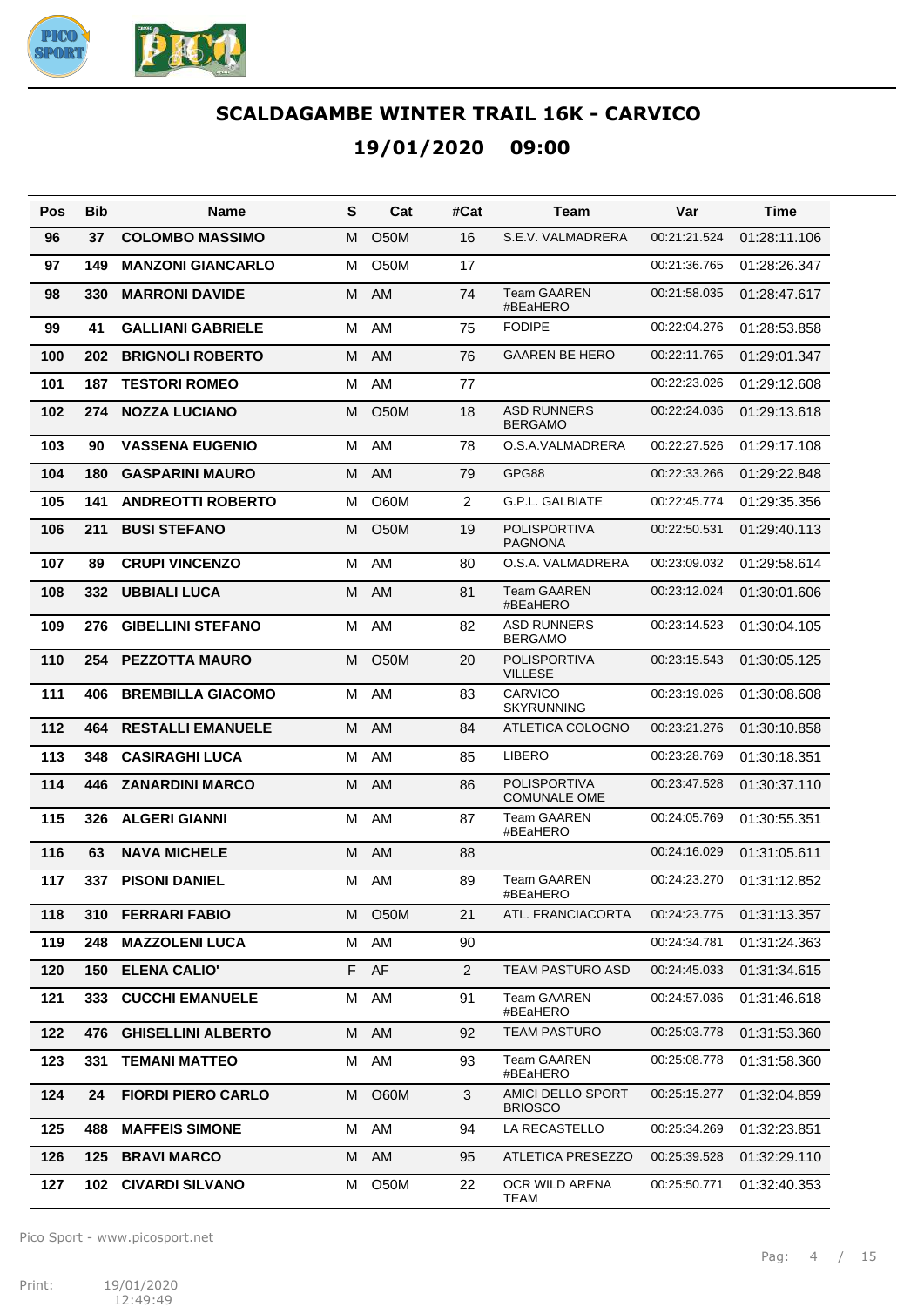# SCALDAGAMBE WINTER TRAIL 16K - CARVICO

## 19/01/2020 09:00

| Pos | Bib | Name | S | Cat | #Cat | Team | Var | Time |
|---|---|---|---|---|---|---|---|---|
| 96 | 37 | **COLOMBO MASSIMO** | M | O50M | 16 | S.E.V. VALMADRERA | 00:21:21.524 | 01:28:11.106 |
| 97 | 149 | **MANZONI GIANCARLO** | M | O50M | 17 | | 00:21:36.765 | 01:28:26.347 |
| 98 | 330 | **MARRONI DAVIDE** | M | AM | 74 | Team GAAREN #BEaHERO | 00:21:58.035 | 01:28:47.617 |
| 99 | 41 | **GALLIANI GABRIELE** | M | AM | 75 | FODIPE | 00:22:04.276 | 01:28:53.858 |
| 100 | 202 | **BRIGNOLI ROBERTO** | M | AM | 76 | GAAREN BE HERO | 00:22:11.765 | 01:29:01.347 |
| 101 | 187 | **TESTORI ROMEO** | M | AM | 77 | | 00:22:23.026 | 01:29:12.608 |
| 102 | 274 | **NOZZA LUCIANO** | M | O50M | 18 | ASD RUNNERS BERGAMO | 00:22:24.036 | 01:29:13.618 |
| 103 | 90 | **VASSENA EUGENIO** | M | AM | 78 | O.S.A.VALMADRERA | 00:22:27.526 | 01:29:17.108 |
| 104 | 180 | **GASPARINI MAURO** | M | AM | 79 | GPG88 | 00:22:33.266 | 01:29:22.848 |
| 105 | 141 | **ANDREOTTI ROBERTO** | M | O60M | 2 | G.P.L. GALBIATE | 00:22:45.774 | 01:29:35.356 |
| 106 | 211 | **BUSI STEFANO** | M | O50M | 19 | POLISPORTIVA PAGNONA | 00:22:50.531 | 01:29:40.113 |
| 107 | 89 | **CRUPI VINCENZO** | M | AM | 80 | O.S.A. VALMADRERA | 00:23:09.032 | 01:29:58.614 |
| 108 | 332 | **UBBIALI LUCA** | M | AM | 81 | Team GAAREN #BEaHERO | 00:23:12.024 | 01:30:01.606 |
| 109 | 276 | **GIBELLINI STEFANO** | M | AM | 82 | ASD RUNNERS BERGAMO | 00:23:14.523 | 01:30:04.105 |
| 110 | 254 | **PEZZOTTA MAURO** | M | O50M | 20 | POLISPORTIVA VILLESE | 00:23:15.543 | 01:30:05.125 |
| 111 | 406 | **BREMBILLA GIACOMO** | M | AM | 83 | CARVICO SKYRUNNING | 00:23:19.026 | 01:30:08.608 |
| 112 | 464 | **RESTALLI EMANUELE** | M | AM | 84 | ATLETICA COLOGNO | 00:23:21.276 | 01:30:10.858 |
| 113 | 348 | **CASIRAGHI LUCA** | M | AM | 85 | LIBERO | 00:23:28.769 | 01:30:18.351 |
| 114 | 446 | **ZANARDINI MARCO** | M | AM | 86 | POLISPORTIVA COMUNALE OME | 00:23:47.528 | 01:30:37.110 |
| 115 | 326 | **ALGERI GIANNI** | M | AM | 87 | Team GAAREN #BEaHERO | 00:24:05.769 | 01:30:55.351 |
| 116 | 63 | **NAVA MICHELE** | M | AM | 88 | | 00:24:16.029 | 01:31:05.611 |
| 117 | 337 | **PISONI DANIEL** | M | AM | 89 | Team GAAREN #BEaHERO | 00:24:23.270 | 01:31:12.852 |
| 118 | 310 | **FERRARI FABIO** | M | O50M | 21 | ATL. FRANCIACORTA | 00:24:23.775 | 01:31:13.357 |
| 119 | 248 | **MAZZOLENI LUCA** | M | AM | 90 | | 00:24:34.781 | 01:31:24.363 |
| 120 | 150 | **ELENA CALIO'** | F | AF | 2 | TEAM PASTURO ASD | 00:24:45.033 | 01:31:34.615 |
| 121 | 333 | **CUCCHI EMANUELE** | M | AM | 91 | Team GAAREN #BEaHERO | 00:24:57.036 | 01:31:46.618 |
| 122 | 476 | **GHISELLINI ALBERTO** | M | AM | 92 | TEAM PASTURO | 00:25:03.778 | 01:31:53.360 |
| 123 | 331 | **TEMANI MATTEO** | M | AM | 93 | Team GAAREN #BEaHERO | 00:25:08.778 | 01:31:58.360 |
| 124 | 24 | **FIORDI PIERO CARLO** | M | O60M | 3 | AMICI DELLO SPORT BRIOSCO | 00:25:15.277 | 01:32:04.859 |
| 125 | 488 | **MAFFEIS SIMONE** | M | AM | 94 | LA RECASTELLO | 00:25:34.269 | 01:32:23.851 |
| 126 | 125 | **BRAVI MARCO** | M | AM | 95 | ATLETICA PRESEZZO | 00:25:39.528 | 01:32:29.110 |
| 127 | 102 | **CIVARDI SILVANO** | M | O50M | 22 | OCR WILD ARENA TEAM | 00:25:50.771 | 01:32:40.353 |

Pico Sport - www.picosport.net

Print: 19/01/2020 12:49:49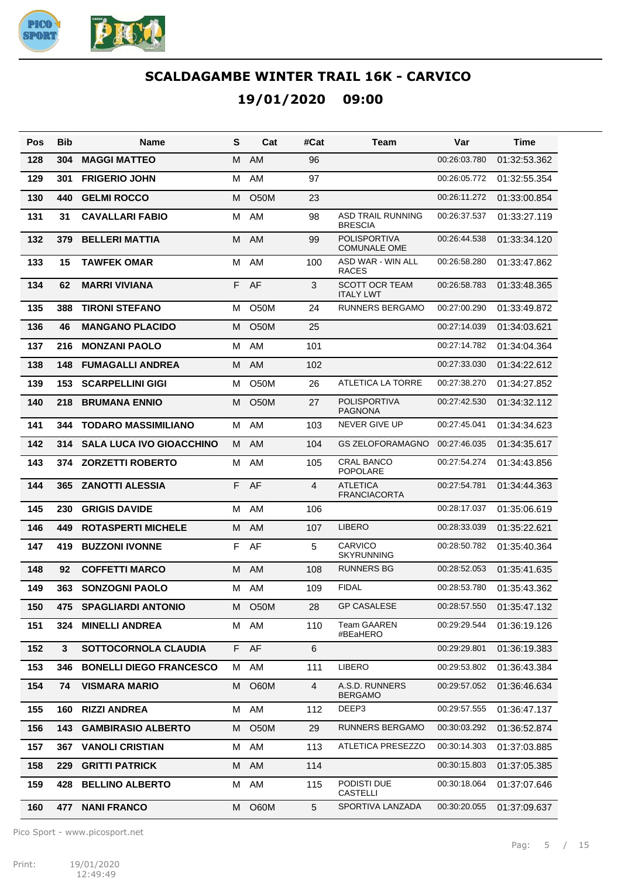# SCALDAGAMBE WINTER TRAIL 16K - CARVICO

## 19/01/2020 09:00

| Pos | Bib | Name | S | Cat | #Cat | Team | Var | Time |
|---|---|---|---|---|---|---|---|---|
| 128 | 304 | MAGGI MATTEO | M | AM | 96 | | 00:26:03.780 | 01:32:53.362 |
| 129 | 301 | FRIGERIO JOHN | M | AM | 97 | | 00:26:05.772 | 01:32:55.354 |
| 130 | 440 | GELMI ROCCO | M | O50M | 23 | | 00:26:11.272 | 01:33:00.854 |
| 131 | 31 | CAVALLARI FABIO | M | AM | 98 | ASD TRAIL RUNNING BRESCIA | 00:26:37.537 | 01:33:27.119 |
| 132 | 379 | BELLERI MATTIA | M | AM | 99 | POLISPORTIVA COMUNALE OME | 00:26:44.538 | 01:33:34.120 |
| 133 | 15 | TAWFEK OMAR | M | AM | 100 | ASD WAR - WIN ALL RACES | 00:26:58.280 | 01:33:47.862 |
| 134 | 62 | MARRI VIVIANA | F | AF | 3 | SCOTT OCR TEAM ITALY LWT | 00:26:58.783 | 01:33:48.365 |
| 135 | 388 | TIRONI STEFANO | M | O50M | 24 | RUNNERS BERGAMO | 00:27:00.290 | 01:33:49.872 |
| 136 | 46 | MANGANO PLACIDO | M | O50M | 25 | | 00:27:14.039 | 01:34:03.621 |
| 137 | 216 | MONZANI PAOLO | M | AM | 101 | | 00:27:14.782 | 01:34:04.364 |
| 138 | 148 | FUMAGALLI ANDREA | M | AM | 102 | | 00:27:33.030 | 01:34:22.612 |
| 139 | 153 | SCARPELLINI GIGI | M | O50M | 26 | ATLETICA LA TORRE | 00:27:38.270 | 01:34:27.852 |
| 140 | 218 | BRUMANA ENNIO | M | O50M | 27 | POLISPORTIVA PAGNONA | 00:27:42.530 | 01:34:32.112 |
| 141 | 344 | TODARO MASSIMILIANO | M | AM | 103 | NEVER GIVE UP | 00:27:45.041 | 01:34:34.623 |
| 142 | 314 | SALA LUCA IVO GIOACCHINO | M | AM | 104 | GS ZELOFORAMAGNO | 00:27:46.035 | 01:34:35.617 |
| 143 | 374 | ZORZETTI ROBERTO | M | AM | 105 | CRAL BANCO POPOLARE | 00:27:54.274 | 01:34:43.856 |
| 144 | 365 | ZANOTTI ALESSIA | F | AF | 4 | ATLETICA FRANCIACORTA | 00:27:54.781 | 01:34:44.363 |
| 145 | 230 | GRIGIS DAVIDE | M | AM | 106 | | 00:28:17.037 | 01:35:06.619 |
| 146 | 449 | ROTASPERTI MICHELE | M | AM | 107 | LIBERO | 00:28:33.039 | 01:35:22.621 |
| 147 | 419 | BUZZONI IVONNE | F | AF | 5 | CARVICO SKYRUNNING | 00:28:50.782 | 01:35:40.364 |
| 148 | 92 | COFFETTI MARCO | M | AM | 108 | RUNNERS BG | 00:28:52.053 | 01:35:41.635 |
| 149 | 363 | SONZOGNI PAOLO | M | AM | 109 | FIDAL | 00:28:53.780 | 01:35:43.362 |
| 150 | 475 | SPAGLIARDI ANTONIO | M | O50M | 28 | GP CASALESE | 00:28:57.550 | 01:35:47.132 |
| 151 | 324 | MINELLI ANDREA | M | AM | 110 | Team GAAREN #BEaHERO | 00:29:29.544 | 01:36:19.126 |
| 152 | 3 | SOTTOCORNOLA CLAUDIA | F | AF | 6 | | 00:29:29.801 | 01:36:19.383 |
| 153 | 346 | BONELLI DIEGO FRANCESCO | M | AM | 111 | LIBERO | 00:29:53.802 | 01:36:43.384 |
| 154 | 74 | VISMARA MARIO | M | O60M | 4 | A.S.D. RUNNERS BERGAMO | 00:29:57.052 | 01:36:46.634 |
| 155 | 160 | RIZZI ANDREA | M | AM | 112 | DEEP3 | 00:29:57.555 | 01:36:47.137 |
| 156 | 143 | GAMBIRASIO ALBERTO | M | O50M | 29 | RUNNERS BERGAMO | 00:30:03.292 | 01:36:52.874 |
| 157 | 367 | VANOLI CRISTIAN | M | AM | 113 | ATLETICA PRESEZZO | 00:30:14.303 | 01:37:03.885 |
| 158 | 229 | GRITTI PATRICK | M | AM | 114 | | 00:30:15.803 | 01:37:05.385 |
| 159 | 428 | BELLINO ALBERTO | M | AM | 115 | PODISTI DUE CASTELLI | 00:30:18.064 | 01:37:07.646 |
| 160 | 477 | NANI FRANCO | M | O60M | 5 | SPORTIVA LANZADA | 00:30:20.055 | 01:37:09.637 |

Pico Sport - www.picosport.net

Print: 19/01/2020 12:49:49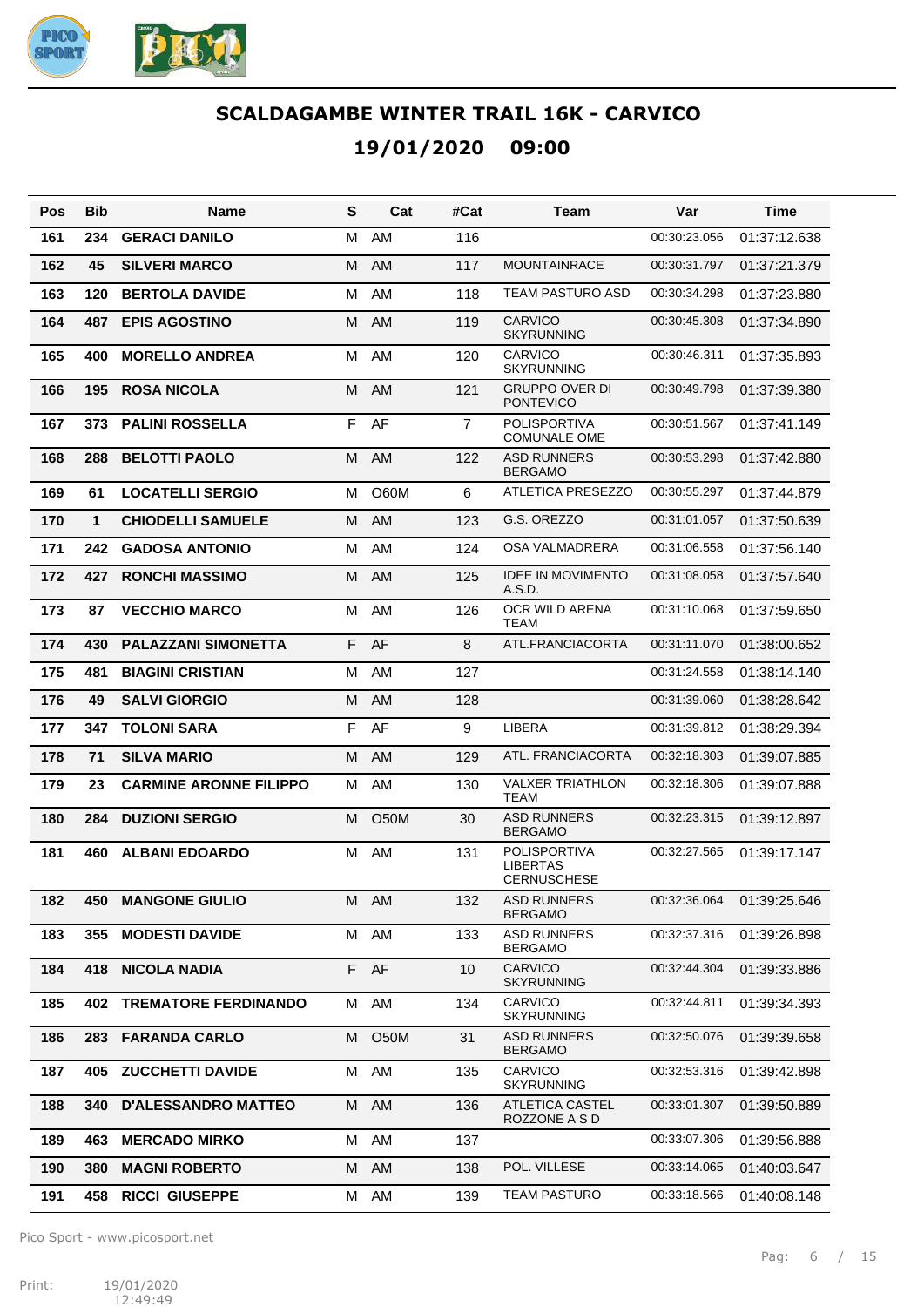# SCALDAGAMBE WINTER TRAIL 16K - CARVICO

## 19/01/2020 09:00

| Pos | Bib | Name | S | Cat | #Cat | Team | Var | Time |
|---|---|---|---|---|---|---|---|---|
| 161 | 234 | GERACI DANILO | M | AM | 116 | | 00:30:23.056 | 01:37:12.638 |
| 162 | 45 | SILVERI MARCO | M | AM | 117 | MOUNTAINRACE | 00:30:31.797 | 01:37:21.379 |
| 163 | 120 | BERTOLA DAVIDE | M | AM | 118 | TEAM PASTURO ASD | 00:30:34.298 | 01:37:23.880 |
| 164 | 487 | EPIS AGOSTINO | M | AM | 119 | CARVICO SKYRUNNING | 00:30:45.308 | 01:37:34.890 |
| 165 | 400 | MORELLO ANDREA | M | AM | 120 | CARVICO SKYRUNNING | 00:30:46.311 | 01:37:35.893 |
| 166 | 195 | ROSA NICOLA | M | AM | 121 | GRUPPO OVER DI PONTEVICO | 00:30:49.798 | 01:37:39.380 |
| 167 | 373 | PALINI ROSSELLA | F | AF | 7 | POLISPORTIVA COMUNALE OME | 00:30:51.567 | 01:37:41.149 |
| 168 | 288 | BELOTTI PAOLO | M | AM | 122 | ASD RUNNERS BERGAMO | 00:30:53.298 | 01:37:42.880 |
| 169 | 61 | LOCATELLI SERGIO | M | O60M | 6 | ATLETICA PRESEZZO | 00:30:55.297 | 01:37:44.879 |
| 170 | 1 | CHIODELLI SAMUELE | M | AM | 123 | G.S. OREZZO | 00:31:01.057 | 01:37:50.639 |
| 171 | 242 | GADOSA ANTONIO | M | AM | 124 | OSA VALMADRERA | 00:31:06.558 | 01:37:56.140 |
| 172 | 427 | RONCHI MASSIMO | M | AM | 125 | IDEE IN MOVIMENTO A.S.D. | 00:31:08.058 | 01:37:57.640 |
| 173 | 87 | VECCHIO MARCO | M | AM | 126 | OCR WILD ARENA TEAM | 00:31:10.068 | 01:37:59.650 |
| 174 | 430 | PALAZZANI SIMONETTA | F | AF | 8 | ATL.FRANCIACORTA | 00:31:11.070 | 01:38:00.652 |
| 175 | 481 | BIAGINI CRISTIAN | M | AM | 127 | | 00:31:24.558 | 01:38:14.140 |
| 176 | 49 | SALVI GIORGIO | M | AM | 128 | | 00:31:39.060 | 01:38:28.642 |
| 177 | 347 | TOLONI SARA | F | AF | 9 | LIBERA | 00:31:39.812 | 01:38:29.394 |
| 178 | 71 | SILVA MARIO | M | AM | 129 | ATL. FRANCIACORTA | 00:32:18.303 | 01:39:07.885 |
| 179 | 23 | CARMINE ARONNE FILIPPO | M | AM | 130 | VALXER TRIATHLON TEAM | 00:32:18.306 | 01:39:07.888 |
| 180 | 284 | DUZIONI SERGIO | M | O50M | 30 | ASD RUNNERS BERGAMO | 00:32:23.315 | 01:39:12.897 |
| 181 | 460 | ALBANI EDOARDO | M | AM | 131 | POLISPORTIVA LIBERTAS CERNUSCHESE | 00:32:27.565 | 01:39:17.147 |
| 182 | 450 | MANGONE GIULIO | M | AM | 132 | ASD RUNNERS BERGAMO | 00:32:36.064 | 01:39:25.646 |
| 183 | 355 | MODESTI DAVIDE | M | AM | 133 | ASD RUNNERS BERGAMO | 00:32:37.316 | 01:39:26.898 |
| 184 | 418 | NICOLA NADIA | F | AF | 10 | CARVICO SKYRUNNING | 00:32:44.304 | 01:39:33.886 |
| 185 | 402 | TREMATORE FERDINANDO | M | AM | 134 | CARVICO SKYRUNNING | 00:32:44.811 | 01:39:34.393 |
| 186 | 283 | FARANDA CARLO | M | O50M | 31 | ASD RUNNERS BERGAMO | 00:32:50.076 | 01:39:39.658 |
| 187 | 405 | ZUCCHETTI DAVIDE | M | AM | 135 | CARVICO SKYRUNNING | 00:32:53.316 | 01:39:42.898 |
| 188 | 340 | D'ALESSANDRO MATTEO | M | AM | 136 | ATLETICA CASTEL ROZZONE A S D | 00:33:01.307 | 01:39:50.889 |
| 189 | 463 | MERCADO MIRKO | M | AM | 137 | | 00:33:07.306 | 01:39:56.888 |
| 190 | 380 | MAGNI ROBERTO | M | AM | 138 | POL. VILLESE | 00:33:14.065 | 01:40:03.647 |
| 191 | 458 | RICCI GIUSEPPE | M | AM | 139 | TEAM PASTURO | 00:33:18.566 | 01:40:08.148 |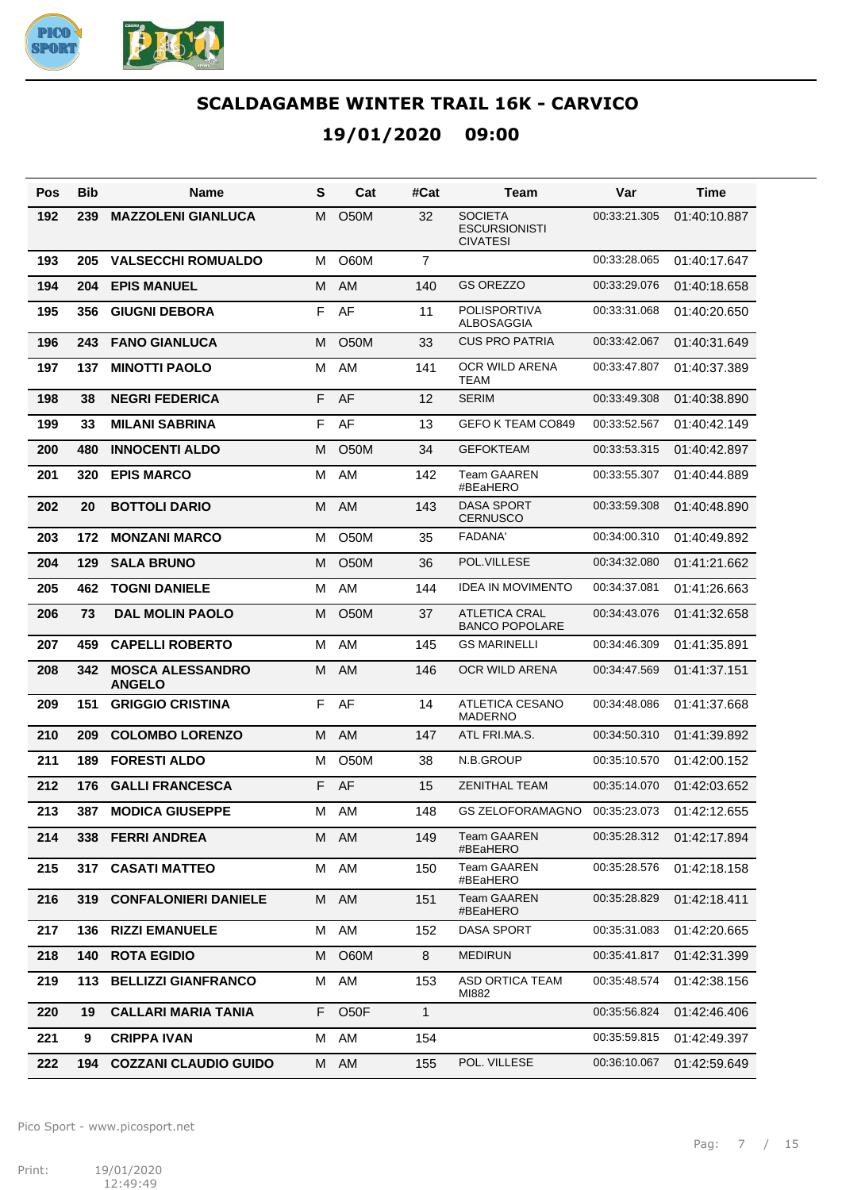## SCALDAGAMBE WINTER TRAIL 16K - CARVICO

## 19/01/2020 09:00

| Pos | Bib | Name | S | Cat | #Cat | Team | Var | Time |
|---|---|---|---|---|---|---|---|---|
| 192 | 239 | MAZZOLENI GIANLUCA | M | O50M | 32 | SOCIETA ESCURSIONISTI CIVATESI | 00:33:21.305 | 01:40:10.887 |
| 193 | 205 | VALSECCHI ROMUALDO | M | O60M | 7 | | 00:33:28.065 | 01:40:17.647 |
| 194 | 204 | EPIS MANUEL | M | AM | 140 | GS OREZZO | 00:33:29.076 | 01:40:18.658 |
| 195 | 356 | GIUGNI DEBORA | F | AF | 11 | POLISPORTIVA ALBOSAGGIA | 00:33:31.068 | 01:40:20.650 |
| 196 | 243 | FANO GIANLUCA | M | O50M | 33 | CUS PRO PATRIA | 00:33:42.067 | 01:40:31.649 |
| 197 | 137 | MINOTTI PAOLO | M | AM | 141 | OCR WILD ARENA TEAM | 00:33:47.807 | 01:40:37.389 |
| 198 | 38 | NEGRI FEDERICA | F | AF | 12 | SERIM | 00:33:49.308 | 01:40:38.890 |
| 199 | 33 | MILANI SABRINA | F | AF | 13 | GEFO K TEAM CO849 | 00:33:52.567 | 01:40:42.149 |
| 200 | 480 | INNOCENTI ALDO | M | O50M | 34 | GEFOKTEAM | 00:33:53.315 | 01:40:42.897 |
| 201 | 320 | EPIS MARCO | M | AM | 142 | Team GAAREN #BEaHERO | 00:33:55.307 | 01:40:44.889 |
| 202 | 20 | BOTTOLI DARIO | M | AM | 143 | DASA SPORT CERNUSCO | 00:33:59.308 | 01:40:48.890 |
| 203 | 172 | MONZANI MARCO | M | O50M | 35 | FADANA' | 00:34:00.310 | 01:40:49.892 |
| 204 | 129 | SALA BRUNO | M | O50M | 36 | POL.VILLESE | 00:34:32.080 | 01:41:21.662 |
| 205 | 462 | TOGNI DANIELE | M | AM | 144 | IDEA IN MOVIMENTO | 00:34:37.081 | 01:41:26.663 |
| 206 | 73 | DAL MOLIN PAOLO | M | O50M | 37 | ATLETICA CRAL BANCO POPOLARE | 00:34:43.076 | 01:41:32.658 |
| 207 | 459 | CAPELLI ROBERTO | M | AM | 145 | GS MARINELLI | 00:34:46.309 | 01:41:35.891 |
| 208 | 342 | MOSCA ALESSANDRO ANGELO | M | AM | 146 | OCR WILD ARENA | 00:34:47.569 | 01:41:37.151 |
| 209 | 151 | GRIGGIO CRISTINA | F | AF | 14 | ATLETICA CESANO MADERNO | 00:34:48.086 | 01:41:37.668 |
| 210 | 209 | COLOMBO LORENZO | M | AM | 147 | ATL FRI.MA.S. | 00:34:50.310 | 01:41:39.892 |
| 211 | 189 | FORESTI ALDO | M | O50M | 38 | N.B.GROUP | 00:35:10.570 | 01:42:00.152 |
| 212 | 176 | GALLI FRANCESCA | F | AF | 15 | ZENITHAL TEAM | 00:35:14.070 | 01:42:03.652 |
| 213 | 387 | MODICA GIUSEPPE | M | AM | 148 | GS ZELOFORAMAGNO | 00:35:23.073 | 01:42:12.655 |
| 214 | 338 | FERRI ANDREA | M | AM | 149 | Team GAAREN #BEaHERO | 00:35:28.312 | 01:42:17.894 |
| 215 | 317 | CASATI MATTEO | M | AM | 150 | Team GAAREN #BEaHERO | 00:35:28.576 | 01:42:18.158 |
| 216 | 319 | CONFALONIERI DANIELE | M | AM | 151 | Team GAAREN #BEaHERO | 00:35:28.829 | 01:42:18.411 |
| 217 | 136 | RIZZI EMANUELE | M | AM | 152 | DASA SPORT | 00:35:31.083 | 01:42:20.665 |
| 218 | 140 | ROTA EGIDIO | M | O60M | 8 | MEDIRUN | 00:35:41.817 | 01:42:31.399 |
| 219 | 113 | BELLIZZI GIANFRANCO | M | AM | 153 | ASD ORTICA TEAM MI882 | 00:35:48.574 | 01:42:38.156 |
| 220 | 19 | CALLARI MARIA TANIA | F | O50F | 1 | | 00:35:56.824 | 01:42:46.406 |
| 221 | 9 | CRIPPA IVAN | M | AM | 154 | | 00:35:59.815 | 01:42:49.397 |
| 222 | 194 | COZZANI CLAUDIO GUIDO | M | AM | 155 | POL. VILLESE | 00:36:10.067 | 01:42:59.649 |

Pico Sport - www.picosport.net

Print: 19/01/2020 12:49:49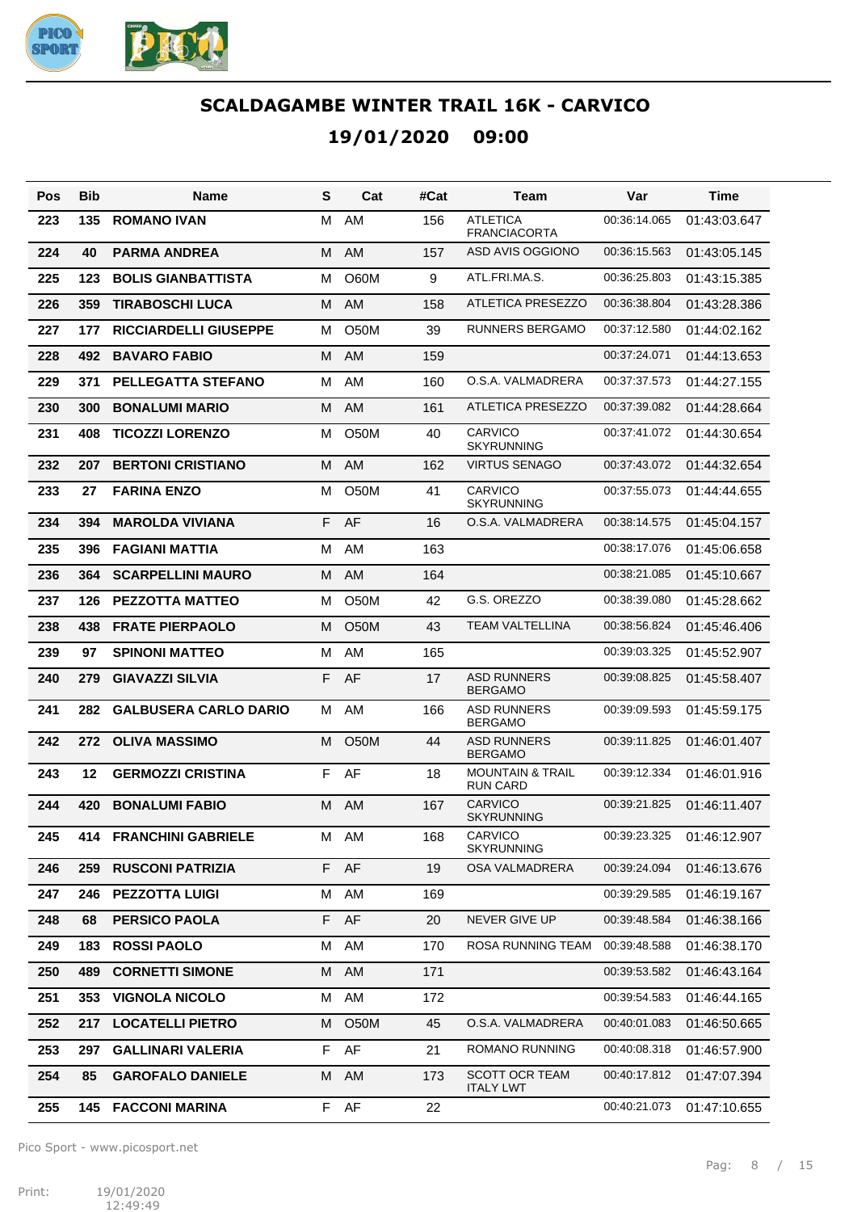# SCALDAGAMBE WINTER TRAIL 16K - CARVICO

## 19/01/2020 09:00

| Pos | Bib | Name | S | Cat | #Cat | Team | Var | Time |
|---|---|---|---|---|---|---|---|---|
| 223 | 135 | ROMANO IVAN | M | AM | 156 | ATLETICA FRANCIACORTA | 00:36:14.065 | 01:43:03.647 |
| 224 | 40 | PARMA ANDREA | M | AM | 157 | ASD AVIS OGGIONO | 00:36:15.563 | 01:43:05.145 |
| 225 | 123 | BOLIS GIANBATTISTA | M | O60M | 9 | ATL.FRI.MA.S. | 00:36:25.803 | 01:43:15.385 |
| 226 | 359 | TIRABOSCHI LUCA | M | AM | 158 | ATLETICA PRESEZZO | 00:36:38.804 | 01:43:28.386 |
| 227 | 177 | RICCIARDELLI GIUSEPPE | M | O50M | 39 | RUNNERS BERGAMO | 00:37:12.580 | 01:44:02.162 |
| 228 | 492 | BAVARO FABIO | M | AM | 159 | | 00:37:24.071 | 01:44:13.653 |
| 229 | 371 | PELLEGATTA STEFANO | M | AM | 160 | O.S.A. VALMADRERA | 00:37:37.573 | 01:44:27.155 |
| 230 | 300 | BONALUMI MARIO | M | AM | 161 | ATLETICA PRESEZZO | 00:37:39.082 | 01:44:28.664 |
| 231 | 408 | TICOZZI LORENZO | M | O50M | 40 | CARVICO SKYRUNNING | 00:37:41.072 | 01:44:30.654 |
| 232 | 207 | BERTONI CRISTIANO | M | AM | 162 | VIRTUS SENAGO | 00:37:43.072 | 01:44:32.654 |
| 233 | 27 | FARINA ENZO | M | O50M | 41 | CARVICO SKYRUNNING | 00:37:55.073 | 01:44:44.655 |
| 234 | 394 | MAROLDA VIVIANA | F | AF | 16 | O.S.A. VALMADRERA | 00:38:14.575 | 01:45:04.157 |
| 235 | 396 | FAGIANI MATTIA | M | AM | 163 | | 00:38:17.076 | 01:45:06.658 |
| 236 | 364 | SCARPELLINI MAURO | M | AM | 164 | | 00:38:21.085 | 01:45:10.667 |
| 237 | 126 | PEZZOTTA MATTEO | M | O50M | 42 | G.S. OREZZO | 00:38:39.080 | 01:45:28.662 |
| 238 | 438 | FRATE PIERPAOLO | M | O50M | 43 | TEAM VALTELLINA | 00:38:56.824 | 01:45:46.406 |
| 239 | 97 | SPINONI MATTEO | M | AM | 165 | | 00:39:03.325 | 01:45:52.907 |
| 240 | 279 | GIAVAZZI SILVIA | F | AF | 17 | ASD RUNNERS BERGAMO | 00:39:08.825 | 01:45:58.407 |
| 241 | 282 | GALBUSERA CARLO DARIO | M | AM | 166 | ASD RUNNERS BERGAMO | 00:39:09.593 | 01:45:59.175 |
| 242 | 272 | OLIVA MASSIMO | M | O50M | 44 | ASD RUNNERS BERGAMO | 00:39:11.825 | 01:46:01.407 |
| 243 | 12 | GERMOZZI CRISTINA | F | AF | 18 | MOUNTAIN & TRAIL RUN CARD | 00:39:12.334 | 01:46:01.916 |
| 244 | 420 | BONALUMI FABIO | M | AM | 167 | CARVICO SKYRUNNING | 00:39:21.825 | 01:46:11.407 |
| 245 | 414 | FRANCHINI GABRIELE | M | AM | 168 | CARVICO SKYRUNNING | 00:39:23.325 | 01:46:12.907 |
| 246 | 259 | RUSCONI PATRIZIA | F | AF | 19 | OSA VALMADRERA | 00:39:24.094 | 01:46:13.676 |
| 247 | 246 | PEZZOTTA LUIGI | M | AM | 169 | | 00:39:29.585 | 01:46:19.167 |
| 248 | 68 | PERSICO PAOLA | F | AF | 20 | NEVER GIVE UP | 00:39:48.584 | 01:46:38.166 |
| 249 | 183 | ROSSI PAOLO | M | AM | 170 | ROSA RUNNING TEAM | 00:39:48.588 | 01:46:38.170 |
| 250 | 489 | CORNETTI SIMONE | M | AM | 171 | | 00:39:53.582 | 01:46:43.164 |
| 251 | 353 | VIGNOLA NICOLO | M | AM | 172 | | 00:39:54.583 | 01:46:44.165 |
| 252 | 217 | LOCATELLI PIETRO | M | O50M | 45 | O.S.A. VALMADRERA | 00:40:01.083 | 01:46:50.665 |
| 253 | 297 | GALLINARI VALERIA | F | AF | 21 | ROMANO RUNNING | 00:40:08.318 | 01:46:57.900 |
| 254 | 85 | GAROFALO DANIELE | M | AM | 173 | SCOTT OCR TEAM ITALY LWT | 00:40:17.812 | 01:47:07.394 |
| 255 | 145 | FACCONI MARINA | F | AF | 22 | | 00:40:21.073 | 01:47:10.655 |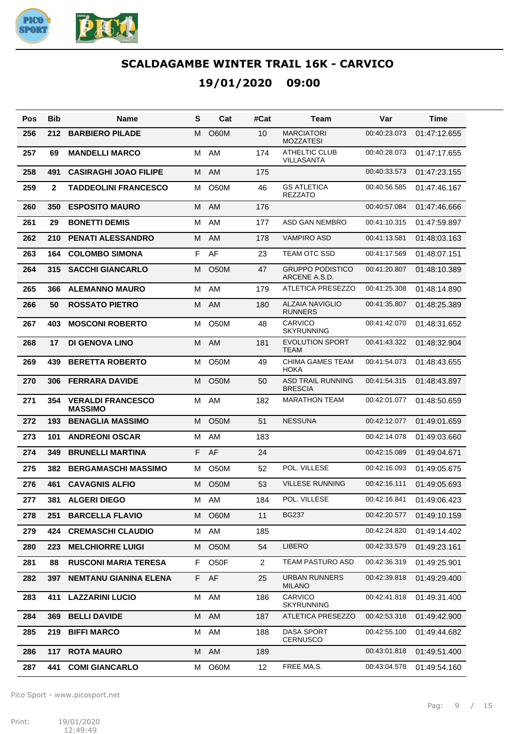# SCALDAGAMBE WINTER TRAIL 16K - CARVICO

## 19/01/2020 09:00

| Pos | Bib | Name | S | Cat | #Cat | Team | Var | Time |
|---|---|---|---|---|---|---|---|---|
| 256 | 212 | **BARBIERO PILADE** | M | O60M | 10 | MARCIATORI MOZZATESI | 00:40:23.073 | 01:47:12.655 |
| 257 | 69 | **MANDELLI MARCO** | M | AM | 174 | ATHELTIC CLUB VILLASANTA | 00:40:28.073 | 01:47:17.655 |
| 258 | 491 | **CASIRAGHI JOAO FILIPE** | M | AM | 175 | | 00:40:33.573 | 01:47:23.155 |
| 259 | 2 | **TADDEOLINI FRANCESCO** | M | O50M | 46 | GS ATLETICA REZZATO | 00:40:56.585 | 01:47:46.167 |
| 260 | 350 | **ESPOSITO MAURO** | M | AM | 176 | | 00:40:57.084 | 01:47:46.666 |
| 261 | 29 | **BONETTI DEMIS** | M | AM | 177 | ASD GAN NEMBRO | 00:41:10.315 | 01:47:59.897 |
| 262 | 210 | **PENATI ALESSANDRO** | M | AM | 178 | VAMPIRO ASD | 00:41:13.581 | 01:48:03.163 |
| 263 | 164 | **COLOMBO SIMONA** | F | AF | 23 | TEAM OTC SSD | 00:41:17.569 | 01:48:07.151 |
| 264 | 315 | **SACCHI GIANCARLO** | M | O50M | 47 | GRUPPO PODISTICO ARCENE A.S.D. | 00:41:20.807 | 01:48:10.389 |
| 265 | 366 | **ALEMANNO MAURO** | M | AM | 179 | ATLETICA PRESEZZO | 00:41:25.308 | 01:48:14.890 |
| 266 | 50 | **ROSSATO PIETRO** | M | AM | 180 | ALZAIA NAVIGLIO RUNNERS | 00:41:35.807 | 01:48:25.389 |
| 267 | 403 | **MOSCONI ROBERTO** | M | O50M | 48 | CARVICO SKYRUNNING | 00:41:42.070 | 01:48:31.652 |
| 268 | 17 | **DI GENOVA LINO** | M | AM | 181 | EVOLUTION SPORT TEAM | 00:41:43.322 | 01:48:32.904 |
| 269 | 439 | **BERETTA ROBERTO** | M | O50M | 49 | CHIMA GAMES TEAM HOKA | 00:41:54.073 | 01:48:43.655 |
| 270 | 306 | **FERRARA DAVIDE** | M | O50M | 50 | ASD TRAIL RUNNING BRESCIA | 00:41:54.315 | 01:48:43.897 |
| 271 | 354 | **VERALDI FRANCESCO MASSIMO** | M | AM | 182 | MARATHON TEAM | 00:42:01.077 | 01:48:50.659 |
| 272 | 193 | **BENAGLIA MASSIMO** | M | O50M | 51 | NESSUNA | 00:42:12.077 | 01:49:01.659 |
| 273 | 101 | **ANDREONI OSCAR** | M | AM | 183 | | 00:42:14.078 | 01:49:03.660 |
| 274 | 349 | **BRUNELLI MARTINA** | F | AF | 24 | | 00:42:15.089 | 01:49:04.671 |
| 275 | 382 | **BERGAMASCHI MASSIMO** | M | O50M | 52 | POL. VILLESE | 00:42:16.093 | 01:49:05.675 |
| 276 | 461 | **CAVAGNIS ALFIO** | M | O50M | 53 | VILLESE RUNNING | 00:42:16.111 | 01:49:05.693 |
| 277 | 381 | **ALGERI DIEGO** | M | AM | 184 | POL. VILLESE | 00:42:16.841 | 01:49:06.423 |
| 278 | 251 | **BARCELLA FLAVIO** | M | O60M | 11 | BG237 | 00:42:20.577 | 01:49:10.159 |
| 279 | 424 | **CREMASCHI CLAUDIO** | M | AM | 185 | | 00:42:24.820 | 01:49:14.402 |
| 280 | 223 | **MELCHIORRE LUIGI** | M | O50M | 54 | LIBERO | 00:42:33.579 | 01:49:23.161 |
| 281 | 88 | **RUSCONI MARIA TERESA** | F | O50F | 2 | TEAM PASTURO ASD | 00:42:36.319 | 01:49:25.901 |
| 282 | 397 | **NEMTANU GIANINA ELENA** | F | AF | 25 | URBAN RUNNERS MILANO | 00:42:39.818 | 01:49:29.400 |
| 283 | 411 | **LAZZARINI LUCIO** | M | AM | 186 | CARVICO SKYRUNNING | 00:42:41.818 | 01:49:31.400 |
| 284 | 369 | **BELLI DAVIDE** | M | AM | 187 | ATLETICA PRESEZZO | 00:42:53.318 | 01:49:42.900 |
| 285 | 219 | **BIFFI MARCO** | M | AM | 188 | DASA SPORT CERNUSCO | 00:42:55.100 | 01:49:44.682 |
| 286 | 117 | **ROTA MAURO** | M | AM | 189 | | 00:43:01.818 | 01:49:51.400 |
| 287 | 441 | **COMI GIANCARLO** | M | O60M | 12 | FREE.MA.S. | 00:43:04.578 | 01:49:54.160 |

Pico Sport - www.picosport.net

Print: 19/01/2020 12:49:49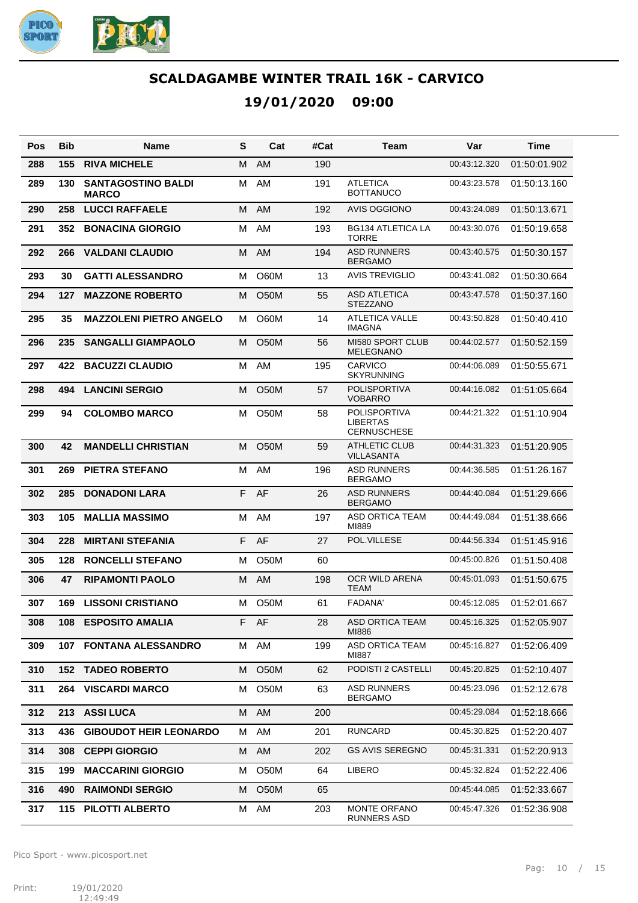# SCALDAGAMBE WINTER TRAIL 16K - CARVICO

## 19/01/2020 09:00

| Pos | Bib | Name | S | Cat | #Cat | Team | Var | Time |
|---|---|---|---|---|---|---|---|---|
| 288 | 155 | RIVA MICHELE | M | AM | 190 | | 00:43:12.320 | 01:50:01.902 |
| 289 | 130 | SANTAGOSTINO BALDI MARCO | M | AM | 191 | ATLETICA BOTTANUCO | 00:43:23.578 | 01:50:13.160 |
| 290 | 258 | LUCCI RAFFAELE | M | AM | 192 | AVIS OGGIONO | 00:43:24.089 | 01:50:13.671 |
| 291 | 352 | BONACINA GIORGIO | M | AM | 193 | BG134 ATLETICA LA TORRE | 00:43:30.076 | 01:50:19.658 |
| 292 | 266 | VALDANI CLAUDIO | M | AM | 194 | ASD RUNNERS BERGAMO | 00:43:40.575 | 01:50:30.157 |
| 293 | 30 | GATTI ALESSANDRO | M | O60M | 13 | AVIS TREVIGLIO | 00:43:41.082 | 01:50:30.664 |
| 294 | 127 | MAZZONE ROBERTO | M | O50M | 55 | ASD ATLETICA STEZZANO | 00:43:47.578 | 01:50:37.160 |
| 295 | 35 | MAZZOLENI PIETRO ANGELO | M | O60M | 14 | ATLETICA VALLE IMAGNA | 00:43:50.828 | 01:50:40.410 |
| 296 | 235 | SANGALLI GIAMPAOLO | M | O50M | 56 | MI580 SPORT CLUB MELEGNANO | 00:44:02.577 | 01:50:52.159 |
| 297 | 422 | BACUZZI CLAUDIO | M | AM | 195 | CARVICO SKYRUNNING | 00:44:06.089 | 01:50:55.671 |
| 298 | 494 | LANCINI SERGIO | M | O50M | 57 | POLISPORTIVA VOBARRO | 00:44:16.082 | 01:51:05.664 |
| 299 | 94 | COLOMBO MARCO | M | O50M | 58 | POLISPORTIVA LIBERTAS CERNUSCHESE | 00:44:21.322 | 01:51:10.904 |
| 300 | 42 | MANDELLI CHRISTIAN | M | O50M | 59 | ATHLETIC CLUB VILLASANTA | 00:44:31.323 | 01:51:20.905 |
| 301 | 269 | PIETRA STEFANO | M | AM | 196 | ASD RUNNERS BERGAMO | 00:44:36.585 | 01:51:26.167 |
| 302 | 285 | DONADONI LARA | F | AF | 26 | ASD RUNNERS BERGAMO | 00:44:40.084 | 01:51:29.666 |
| 303 | 105 | MALLIA MASSIMO | M | AM | 197 | ASD ORTICA TEAM MI889 | 00:44:49.084 | 01:51:38.666 |
| 304 | 228 | MIRTANI STEFANIA | F | AF | 27 | POL.VILLESE | 00:44:56.334 | 01:51:45.916 |
| 305 | 128 | RONCELLI STEFANO | M | O50M | 60 | | 00:45:00.826 | 01:51:50.408 |
| 306 | 47 | RIPAMONTI PAOLO | M | AM | 198 | OCR WILD ARENA TEAM | 00:45:01.093 | 01:51:50.675 |
| 307 | 169 | LISSONI CRISTIANO | M | O50M | 61 | FADANA' | 00:45:12.085 | 01:52:01.667 |
| 308 | 108 | ESPOSITO AMALIA | F | AF | 28 | ASD ORTICA TEAM MI886 | 00:45:16.325 | 01:52:05.907 |
| 309 | 107 | FONTANA ALESSANDRO | M | AM | 199 | ASD ORTICA TEAM MI887 | 00:45:16.827 | 01:52:06.409 |
| 310 | 152 | TADEO ROBERTO | M | O50M | 62 | PODISTI 2 CASTELLI | 00:45:20.825 | 01:52:10.407 |
| 311 | 264 | VISCARDI MARCO | M | O50M | 63 | ASD RUNNERS BERGAMO | 00:45:23.096 | 01:52:12.678 |
| 312 | 213 | ASSI LUCA | M | AM | 200 | | 00:45:29.084 | 01:52:18.666 |
| 313 | 436 | GIBOUDOT HEIR LEONARDO | M | AM | 201 | RUNCARD | 00:45:30.825 | 01:52:20.407 |
| 314 | 308 | CEPPI GIORGIO | M | AM | 202 | GS AVIS SEREGNO | 00:45:31.331 | 01:52:20.913 |
| 315 | 199 | MACCARINI GIORGIO | M | O50M | 64 | LIBERO | 00:45:32.824 | 01:52:22.406 |
| 316 | 490 | RAIMONDI SERGIO | M | O50M | 65 | | 00:45:44.085 | 01:52:33.667 |
| 317 | 115 | PILOTTI ALBERTO | M | AM | 203 | MONTE ORFANO RUNNERS ASD | 00:45:47.326 | 01:52:36.908 |

Pico Sport - www.picosport.net

Print: 19/01/2020 12:49:49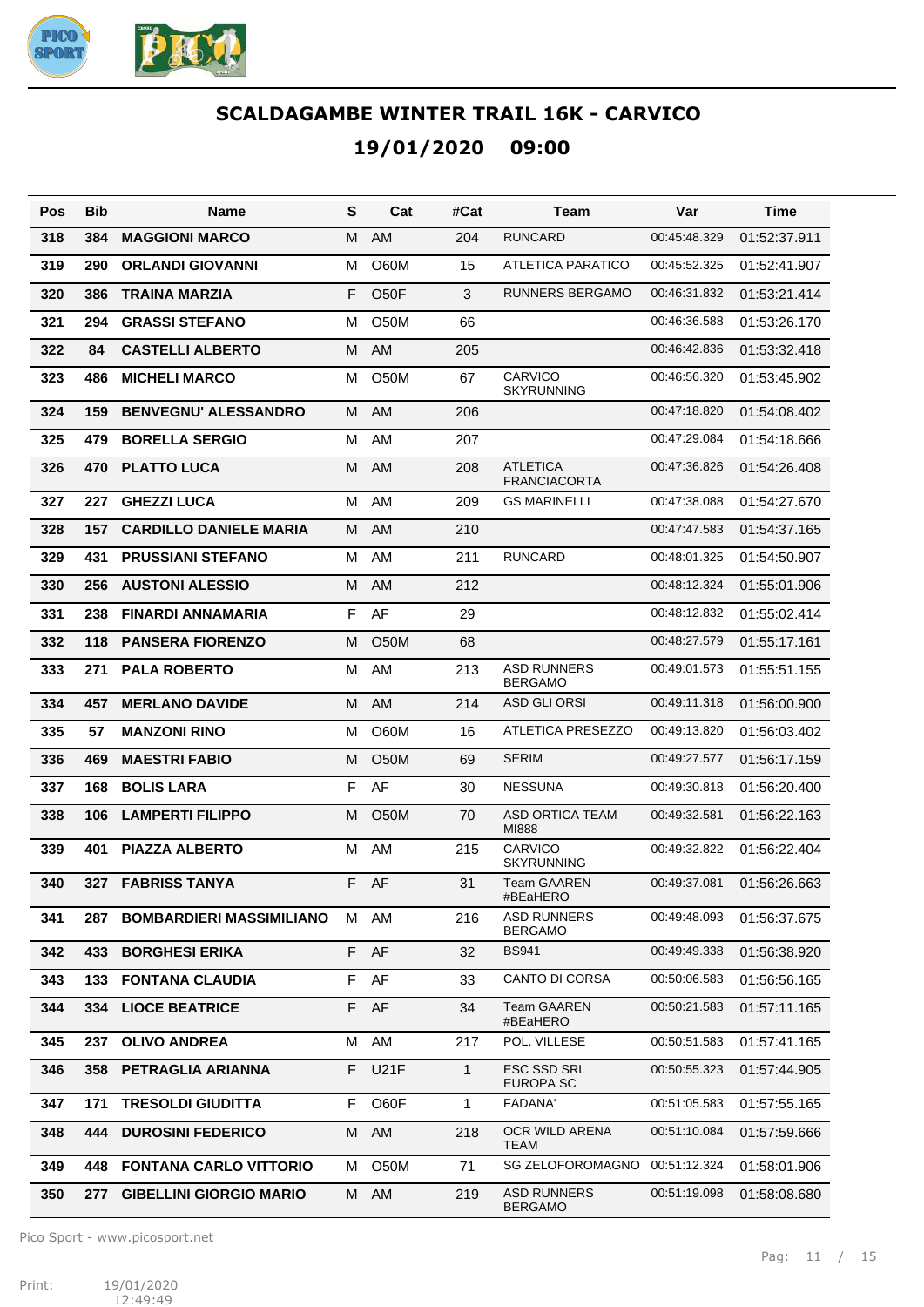# SCALDAGAMBE WINTER TRAIL 16K - CARVICO

## 19/01/2020 09:00

| Pos | Bib | Name | S | Cat | #Cat | Team | Var | Time |
|---|---|---|---|---|---|---|---|---|
| 318 | 384 | **MAGGIONI MARCO** | M | AM | 204 | RUNCARD | 00:45:48.329 | 01:52:37.911 |
| 319 | 290 | **ORLANDI GIOVANNI** | M | O60M | 15 | ATLETICA PARATICO | 00:45:52.325 | 01:52:41.907 |
| 320 | 386 | **TRAINA MARZIA** | F | O50F | 3 | RUNNERS BERGAMO | 00:46:31.832 | 01:53:21.414 |
| 321 | 294 | **GRASSI STEFANO** | M | O50M | 66 | | 00:46:36.588 | 01:53:26.170 |
| 322 | 84 | **CASTELLI ALBERTO** | M | AM | 205 | | 00:46:42.836 | 01:53:32.418 |
| 323 | 486 | **MICHELI MARCO** | M | O50M | 67 | CARVICO SKYRUNNING | 00:46:56.320 | 01:53:45.902 |
| 324 | 159 | **BENVEGNU' ALESSANDRO** | M | AM | 206 | | 00:47:18.820 | 01:54:08.402 |
| 325 | 479 | **BORELLA SERGIO** | M | AM | 207 | | 00:47:29.084 | 01:54:18.666 |
| 326 | 470 | **PLATTO LUCA** | M | AM | 208 | ATLETICA FRANCIACORTA | 00:47:36.826 | 01:54:26.408 |
| 327 | 227 | **GHEZZI LUCA** | M | AM | 209 | GS MARINELLI | 00:47:38.088 | 01:54:27.670 |
| 328 | 157 | **CARDILLO DANIELE MARIA** | M | AM | 210 | | 00:47:47.583 | 01:54:37.165 |
| 329 | 431 | **PRUSSIANI STEFANO** | M | AM | 211 | RUNCARD | 00:48:01.325 | 01:54:50.907 |
| 330 | 256 | **AUSTONI ALESSIO** | M | AM | 212 | | 00:48:12.324 | 01:55:01.906 |
| 331 | 238 | **FINARDI ANNAMARIA** | F | AF | 29 | | 00:48:12.832 | 01:55:02.414 |
| 332 | 118 | **PANSERA FIORENZO** | M | O50M | 68 | | 00:48:27.579 | 01:55:17.161 |
| 333 | 271 | **PALA ROBERTO** | M | AM | 213 | ASD RUNNERS BERGAMO | 00:49:01.573 | 01:55:51.155 |
| 334 | 457 | **MERLANO DAVIDE** | M | AM | 214 | ASD GLI ORSI | 00:49:11.318 | 01:56:00.900 |
| 335 | 57 | **MANZONI RINO** | M | O60M | 16 | ATLETICA PRESEZZO | 00:49:13.820 | 01:56:03.402 |
| 336 | 469 | **MAESTRI FABIO** | M | O50M | 69 | SERIM | 00:49:27.577 | 01:56:17.159 |
| 337 | 168 | **BOLIS LARA** | F | AF | 30 | NESSUNA | 00:49:30.818 | 01:56:20.400 |
| 338 | 106 | **LAMPERTI FILIPPO** | M | O50M | 70 | ASD ORTICA TEAM MI888 | 00:49:32.581 | 01:56:22.163 |
| 339 | 401 | **PIAZZA ALBERTO** | M | AM | 215 | CARVICO SKYRUNNING | 00:49:32.822 | 01:56:22.404 |
| 340 | 327 | **FABRISS TANYA** | F | AF | 31 | Team GAAREN #BEaHERO | 00:49:37.081 | 01:56:26.663 |
| 341 | 287 | **BOMBARDIERI MASSIMILIANO** | M | AM | 216 | ASD RUNNERS BERGAMO | 00:49:48.093 | 01:56:37.675 |
| 342 | 433 | **BORGHESI ERIKA** | F | AF | 32 | BS941 | 00:49:49.338 | 01:56:38.920 |
| 343 | 133 | **FONTANA CLAUDIA** | F | AF | 33 | CANTO DI CORSA | 00:50:06.583 | 01:56:56.165 |
| 344 | 334 | **LIOCE BEATRICE** | F | AF | 34 | Team GAAREN #BEaHERO | 00:50:21.583 | 01:57:11.165 |
| 345 | 237 | **OLIVO ANDREA** | M | AM | 217 | POL. VILLESE | 00:50:51.583 | 01:57:41.165 |
| 346 | 358 | **PETRAGLIA ARIANNA** | F | U21F | 1 | ESC SSD SRL EUROPA SC | 00:50:55.323 | 01:57:44.905 |
| 347 | 171 | **TRESOLDI GIUDITTA** | F | O60F | 1 | FADANA' | 00:51:05.583 | 01:57:55.165 |
| 348 | 444 | **DUROSINI FEDERICO** | M | AM | 218 | OCR WILD ARENA TEAM | 00:51:10.084 | 01:57:59.666 |
| 349 | 448 | **FONTANA CARLO VITTORIO** | M | O50M | 71 | SG ZELOFOROMAGNO | 00:51:12.324 | 01:58:01.906 |
| 350 | 277 | **GIBELLINI GIORGIO MARIO** | M | AM | 219 | ASD RUNNERS BERGAMO | 00:51:19.098 | 01:58:08.680 |

Pico Sport - www.picosport.net

Print: 19/01/2020 12:49:49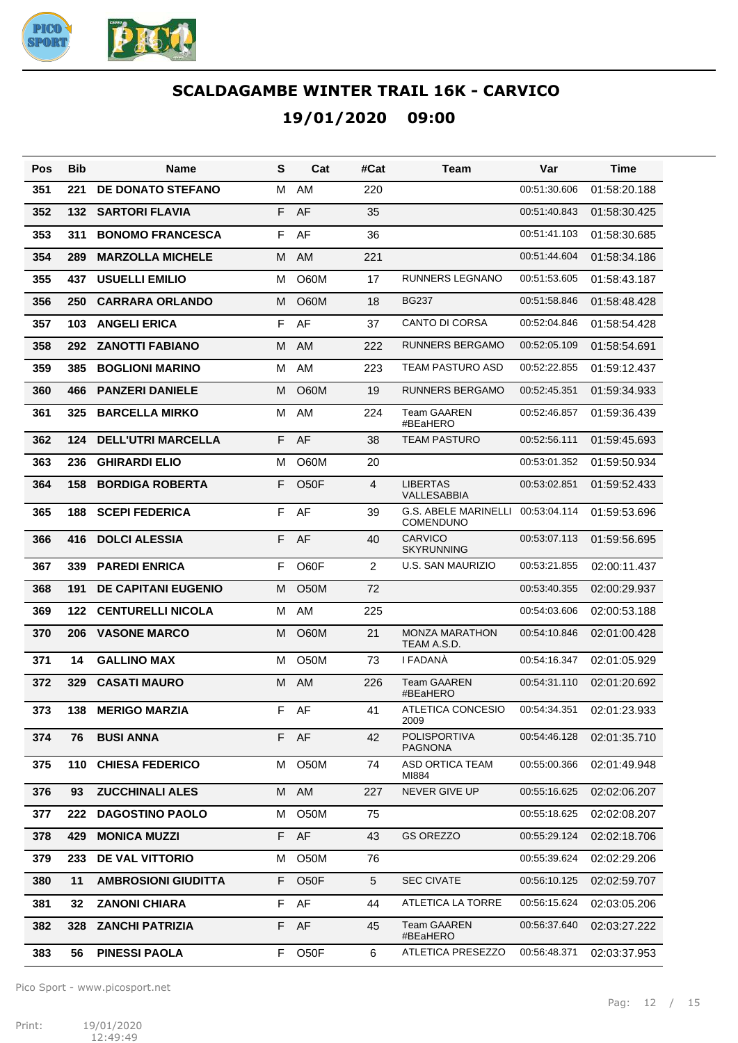# SCALDAGAMBE WINTER TRAIL 16K - CARVICO

## 19/01/2020 09:00

| Pos | Bib | Name | S | Cat | #Cat | Team | Var | Time |
|---|---|---|---|---|---|---|---|---|
| 351 | 221 | DE DONATO STEFANO | M | AM | 220 | | 00:51:30.606 | 01:58:20.188 |
| 352 | 132 | SARTORI FLAVIA | F | AF | 35 | | 00:51:40.843 | 01:58:30.425 |
| 353 | 311 | BONOMO FRANCESCA | F | AF | 36 | | 00:51:41.103 | 01:58:30.685 |
| 354 | 289 | MARZOLLA MICHELE | M | AM | 221 | | 00:51:44.604 | 01:58:34.186 |
| 355 | 437 | USUELLI EMILIO | M | O60M | 17 | RUNNERS LEGNANO | 00:51:53.605 | 01:58:43.187 |
| 356 | 250 | CARRARA ORLANDO | M | O60M | 18 | BG237 | 00:51:58.846 | 01:58:48.428 |
| 357 | 103 | ANGELI ERICA | F | AF | 37 | CANTO DI CORSA | 00:52:04.846 | 01:58:54.428 |
| 358 | 292 | ZANOTTI FABIANO | M | AM | 222 | RUNNERS BERGAMO | 00:52:05.109 | 01:58:54.691 |
| 359 | 385 | BOGLIONI MARINO | M | AM | 223 | TEAM PASTURO ASD | 00:52:22.855 | 01:59:12.437 |
| 360 | 466 | PANZERI DANIELE | M | O60M | 19 | RUNNERS BERGAMO | 00:52:45.351 | 01:59:34.933 |
| 361 | 325 | BARCELLA MIRKO | M | AM | 224 | Team GAAREN #BEaHERO | 00:52:46.857 | 01:59:36.439 |
| 362 | 124 | DELL'UTRI MARCELLA | F | AF | 38 | TEAM PASTURO | 00:52:56.111 | 01:59:45.693 |
| 363 | 236 | GHIRARDI ELIO | M | O60M | 20 | | 00:53:01.352 | 01:59:50.934 |
| 364 | 158 | BORDIGA ROBERTA | F | O50F | 4 | LIBERTAS VALLESABBIA | 00:53:02.851 | 01:59:52.433 |
| 365 | 188 | SCEPI FEDERICA | F | AF | 39 | G.S. ABELE MARINELLI COMENDUNO | 00:53:04.114 | 01:59:53.696 |
| 366 | 416 | DOLCI ALESSIA | F | AF | 40 | CARVICO SKYRUNNING | 00:53:07.113 | 01:59:56.695 |
| 367 | 339 | PAREDI ENRICA | F | O60F | 2 | U.S. SAN MAURIZIO | 00:53:21.855 | 02:00:11.437 |
| 368 | 191 | DE CAPITANI EUGENIO | M | O50M | 72 | | 00:53:40.355 | 02:00:29.937 |
| 369 | 122 | CENTURELLI NICOLA | M | AM | 225 | | 00:54:03.606 | 02:00:53.188 |
| 370 | 206 | VASONE MARCO | M | O60M | 21 | MONZA MARATHON TEAM A.S.D. | 00:54:10.846 | 02:01:00.428 |
| 371 | 14 | GALLINO MAX | M | O50M | 73 | I FADANÀ | 00:54:16.347 | 02:01:05.929 |
| 372 | 329 | CASATI MAURO | M | AM | 226 | Team GAAREN #BEaHERO | 00:54:31.110 | 02:01:20.692 |
| 373 | 138 | MERIGO MARZIA | F | AF | 41 | ATLETICA CONCESIO 2009 | 00:54:34.351 | 02:01:23.933 |
| 374 | 76 | BUSI ANNA | F | AF | 42 | POLISPORTIVA PAGNONA | 00:54:46.128 | 02:01:35.710 |
| 375 | 110 | CHIESA FEDERICO | M | O50M | 74 | ASD ORTICA TEAM MI884 | 00:55:00.366 | 02:01:49.948 |
| 376 | 93 | ZUCCHINALI ALES | M | AM | 227 | NEVER GIVE UP | 00:55:16.625 | 02:02:06.207 |
| 377 | 222 | DAGOSTINO PAOLO | M | O50M | 75 | | 00:55:18.625 | 02:02:08.207 |
| 378 | 429 | MONICA MUZZI | F | AF | 43 | GS OREZZO | 00:55:29.124 | 02:02:18.706 |
| 379 | 233 | DE VAL VITTORIO | M | O50M | 76 | | 00:55:39.624 | 02:02:29.206 |
| 380 | 11 | AMBROSIONI GIUDITTA | F | O50F | 5 | SEC CIVATE | 00:56:10.125 | 02:02:59.707 |
| 381 | 32 | ZANONI CHIARA | F | AF | 44 | ATLETICA LA TORRE | 00:56:15.624 | 02:03:05.206 |
| 382 | 328 | ZANCHI PATRIZIA | F | AF | 45 | Team GAAREN #BEaHERO | 00:56:37.640 | 02:03:27.222 |
| 383 | 56 | PINESSI PAOLA | F | O50F | 6 | ATLETICA PRESEZZO | 00:56:48.371 | 02:03:37.953 |

Pico Sport - www.picosport.net

Print: 19/01/2020 12:49:49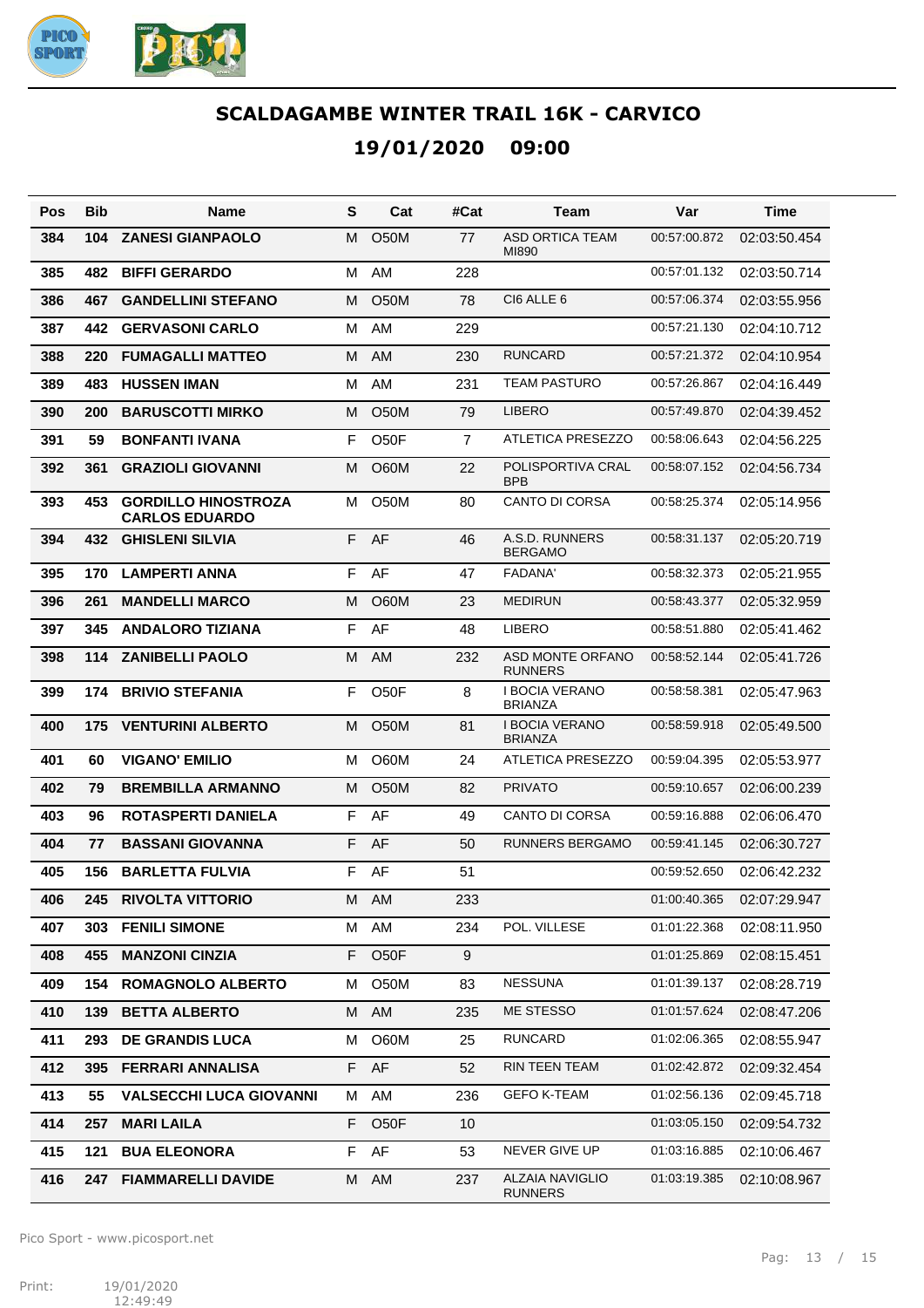# SCALDAGAMBE WINTER TRAIL 16K - CARVICO

## 19/01/2020 09:00

| Pos | Bib | Name | S | Cat | #Cat | Team | Var | Time |
|---|---|---|---|---|---|---|---|---|
| 384 | 104 | ZANESI GIANPAOLO | M | O50M | 77 | ASD ORTICA TEAM MI890 | 00:57:00.872 | 02:03:50.454 |
| 385 | 482 | BIFFI GERARDO | M | AM | 228 | | 00:57:01.132 | 02:03:50.714 |
| 386 | 467 | GANDELLINI STEFANO | M | O50M | 78 | CI6 ALLE 6 | 00:57:06.374 | 02:03:55.956 |
| 387 | 442 | GERVASONI CARLO | M | AM | 229 | | 00:57:21.130 | 02:04:10.712 |
| 388 | 220 | FUMAGALLI MATTEO | M | AM | 230 | RUNCARD | 00:57:21.372 | 02:04:10.954 |
| 389 | 483 | HUSSEN IMAN | M | AM | 231 | TEAM PASTURO | 00:57:26.867 | 02:04:16.449 |
| 390 | 200 | BARUSCOTTI MIRKO | M | O50M | 79 | LIBERO | 00:57:49.870 | 02:04:39.452 |
| 391 | 59 | BONFANTI IVANA | F | O50F | 7 | ATLETICA PRESEZZO | 00:58:06.643 | 02:04:56.225 |
| 392 | 361 | GRAZIOLI GIOVANNI | M | O60M | 22 | POLISPORTIVA CRAL BPB | 00:58:07.152 | 02:04:56.734 |
| 393 | 453 | GORDILLO HINOSTROZA CARLOS EDUARDO | M | O50M | 80 | CANTO DI CORSA | 00:58:25.374 | 02:05:14.956 |
| 394 | 432 | GHISLENI SILVIA | F | AF | 46 | A.S.D. RUNNERS BERGAMO | 00:58:31.137 | 02:05:20.719 |
| 395 | 170 | LAMPERTI ANNA | F | AF | 47 | FADANA' | 00:58:32.373 | 02:05:21.955 |
| 396 | 261 | MANDELLI MARCO | M | O60M | 23 | MEDIRUN | 00:58:43.377 | 02:05:32.959 |
| 397 | 345 | ANDALORO TIZIANA | F | AF | 48 | LIBERO | 00:58:51.880 | 02:05:41.462 |
| 398 | 114 | ZANIBELLI PAOLO | M | AM | 232 | ASD MONTE ORFANO RUNNERS | 00:58:52.144 | 02:05:41.726 |
| 399 | 174 | BRIVIO STEFANIA | F | O50F | 8 | I BOCIA VERANO BRIANZA | 00:58:58.381 | 02:05:47.963 |
| 400 | 175 | VENTURINI ALBERTO | M | O50M | 81 | I BOCIA VERANO BRIANZA | 00:58:59.918 | 02:05:49.500 |
| 401 | 60 | VIGANO' EMILIO | M | O60M | 24 | ATLETICA PRESEZZO | 00:59:04.395 | 02:05:53.977 |
| 402 | 79 | BREMBILLA ARMANNO | M | O50M | 82 | PRIVATO | 00:59:10.657 | 02:06:00.239 |
| 403 | 96 | ROTASPERTI DANIELA | F | AF | 49 | CANTO DI CORSA | 00:59:16.888 | 02:06:06.470 |
| 404 | 77 | BASSANI GIOVANNA | F | AF | 50 | RUNNERS BERGAMO | 00:59:41.145 | 02:06:30.727 |
| 405 | 156 | BARLETTA FULVIA | F | AF | 51 | | 00:59:52.650 | 02:06:42.232 |
| 406 | 245 | RIVOLTA VITTORIO | M | AM | 233 | | 01:00:40.365 | 02:07:29.947 |
| 407 | 303 | FENILI SIMONE | M | AM | 234 | POL. VILLESE | 01:01:22.368 | 02:08:11.950 |
| 408 | 455 | MANZONI CINZIA | F | O50F | 9 | | 01:01:25.869 | 02:08:15.451 |
| 409 | 154 | ROMAGNOLO ALBERTO | M | O50M | 83 | NESSUNA | 01:01:39.137 | 02:08:28.719 |
| 410 | 139 | BETTA ALBERTO | M | AM | 235 | ME STESSO | 01:01:57.624 | 02:08:47.206 |
| 411 | 293 | DE GRANDIS LUCA | M | O60M | 25 | RUNCARD | 01:02:06.365 | 02:08:55.947 |
| 412 | 395 | FERRARI ANNALISA | F | AF | 52 | RIN TEEN TEAM | 01:02:42.872 | 02:09:32.454 |
| 413 | 55 | VALSECCHI LUCA GIOVANNI | M | AM | 236 | GEFO K-TEAM | 01:02:56.136 | 02:09:45.718 |
| 414 | 257 | MARI LAILA | F | O50F | 10 | | 01:03:05.150 | 02:09:54.732 |
| 415 | 121 | BUA ELEONORA | F | AF | 53 | NEVER GIVE UP | 01:03:16.885 | 02:10:06.467 |
| 416 | 247 | FIAMMARELLI DAVIDE | M | AM | 237 | ALZAIA NAVIGLIO RUNNERS | 01:03:19.385 | 02:10:08.967 |

Pico Sport - www.picosport.net

Print: 19/01/2020 12:49:49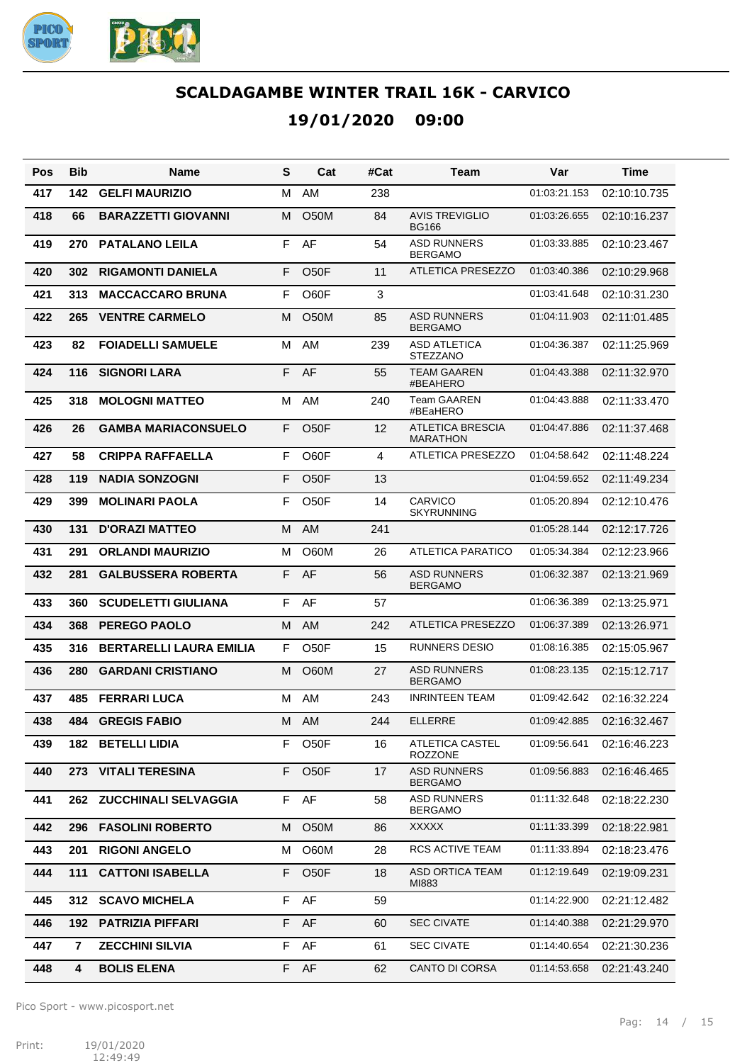# SCALDAGAMBE WINTER TRAIL 16K - CARVICO

## 19/01/2020 09:00

| Pos | Bib | Name | S | Cat | #Cat | Team | Var | Time |
|---|---|---|---|---|---|---|---|---|
| 417 | 142 | GELFI MAURIZIO | M | AM | 238 | | 01:03:21.153 | 02:10:10.735 |
| 418 | 66 | BARAZZETTI GIOVANNI | M | O50M | 84 | AVIS TREVIGLIO BG166 | 01:03:26.655 | 02:10:16.237 |
| 419 | 270 | PATALANO LEILA | F | AF | 54 | ASD RUNNERS BERGAMO | 01:03:33.885 | 02:10:23.467 |
| 420 | 302 | RIGAMONTI DANIELA | F | O50F | 11 | ATLETICA PRESEZZO | 01:03:40.386 | 02:10:29.968 |
| 421 | 313 | MACCACCARO BRUNA | F | O60F | 3 | | 01:03:41.648 | 02:10:31.230 |
| 422 | 265 | VENTRE CARMELO | M | O50M | 85 | ASD RUNNERS BERGAMO | 01:04:11.903 | 02:11:01.485 |
| 423 | 82 | FOIADELLI SAMUELE | M | AM | 239 | ASD ATLETICA STEZZANO | 01:04:36.387 | 02:11:25.969 |
| 424 | 116 | SIGNORI LARA | F | AF | 55 | TEAM GAAREN #BEAHERO | 01:04:43.388 | 02:11:32.970 |
| 425 | 318 | MOLOGNI MATTEO | M | AM | 240 | Team GAAREN #BEaHERO | 01:04:43.888 | 02:11:33.470 |
| 426 | 26 | GAMBA MARIACONSUELO | F | O50F | 12 | ATLETICA BRESCIA MARATHON | 01:04:47.886 | 02:11:37.468 |
| 427 | 58 | CRIPPA RAFFAELLA | F | O60F | 4 | ATLETICA PRESEZZO | 01:04:58.642 | 02:11:48.224 |
| 428 | 119 | NADIA SONZOGNI | F | O50F | 13 | | 01:04:59.652 | 02:11:49.234 |
| 429 | 399 | MOLINARI PAOLA | F | O50F | 14 | CARVICO SKYRUNNING | 01:05:20.894 | 02:12:10.476 |
| 430 | 131 | D'ORAZI MATTEO | M | AM | 241 | | 01:05:28.144 | 02:12:17.726 |
| 431 | 291 | ORLANDI MAURIZIO | M | O60M | 26 | ATLETICA PARATICO | 01:05:34.384 | 02:12:23.966 |
| 432 | 281 | GALBUSSERA ROBERTA | F | AF | 56 | ASD RUNNERS BERGAMO | 01:06:32.387 | 02:13:21.969 |
| 433 | 360 | SCUDELETTI GIULIANA | F | AF | 57 | | 01:06:36.389 | 02:13:25.971 |
| 434 | 368 | PEREGO PAOLO | M | AM | 242 | ATLETICA PRESEZZO | 01:06:37.389 | 02:13:26.971 |
| 435 | 316 | BERTARELLI LAURA EMILIA | F | O50F | 15 | RUNNERS DESIO | 01:08:16.385 | 02:15:05.967 |
| 436 | 280 | GARDANI CRISTIANO | M | O60M | 27 | ASD RUNNERS BERGAMO | 01:08:23.135 | 02:15:12.717 |
| 437 | 485 | FERRARI LUCA | M | AM | 243 | INRINTEEN TEAM | 01:09:42.642 | 02:16:32.224 |
| 438 | 484 | GREGIS FABIO | M | AM | 244 | ELLERRE | 01:09:42.885 | 02:16:32.467 |
| 439 | 182 | BETELLI LIDIA | F | O50F | 16 | ATLETICA CASTEL ROZZONE | 01:09:56.641 | 02:16:46.223 |
| 440 | 273 | VITALI TERESINA | F | O50F | 17 | ASD RUNNERS BERGAMO | 01:09:56.883 | 02:16:46.465 |
| 441 | 262 | ZUCCHINALI SELVAGGIA | F | AF | 58 | ASD RUNNERS BERGAMO | 01:11:32.648 | 02:18:22.230 |
| 442 | 296 | FASOLINI ROBERTO | M | O50M | 86 | XXXXX | 01:11:33.399 | 02:18:22.981 |
| 443 | 201 | RIGONI ANGELO | M | O60M | 28 | RCS ACTIVE TEAM | 01:11:33.894 | 02:18:23.476 |
| 444 | 111 | CATTONI ISABELLA | F | O50F | 18 | ASD ORTICA TEAM MI883 | 01:12:19.649 | 02:19:09.231 |
| 445 | 312 | SCAVO MICHELA | F | AF | 59 | | 01:14:22.900 | 02:21:12.482 |
| 446 | 192 | PATRIZIA PIFFARI | F | AF | 60 | SEC CIVATE | 01:14:40.388 | 02:21:29.970 |
| 447 | 7 | ZECCHINI SILVIA | F | AF | 61 | SEC CIVATE | 01:14:40.654 | 02:21:30.236 |
| 448 | 4 | BOLIS ELENA | F | AF | 62 | CANTO DI CORSA | 01:14:53.658 | 02:21:43.240 |

Pico Sport - www.picosport.net

Print: 19/01/2020 12:49:49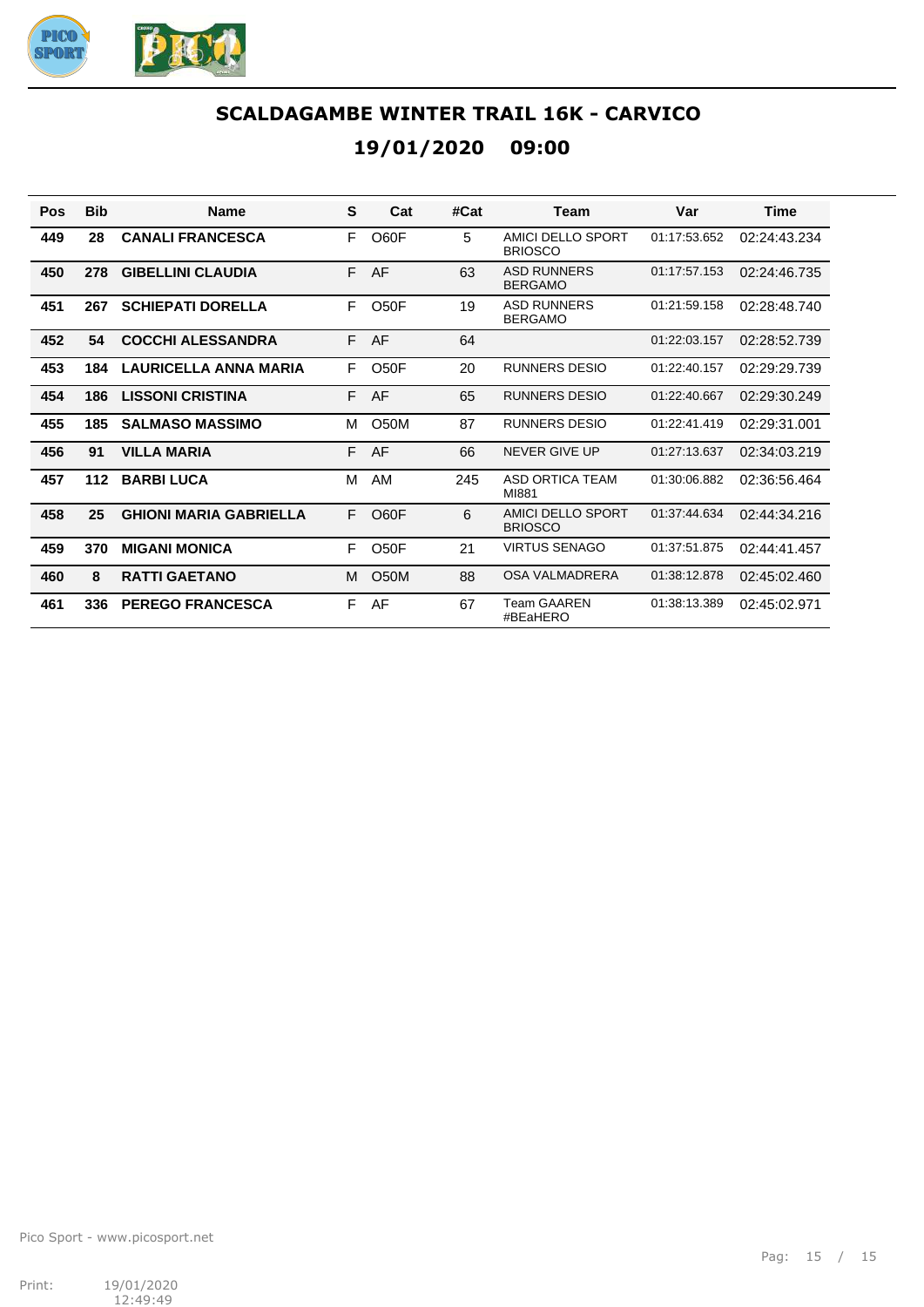# SCALDAGAMBE WINTER TRAIL 16K - CARVICO

## 19/01/2020 09:00

| Pos | Bib | Name | S | Cat | #Cat | Team | Var | Time |
|---|---|---|---|---|---|---|---|---|
| **449** | **28** | **CANALI FRANCESCA** | F | O60F | 5 | AMICI DELLO SPORT BRIOSCO | 01:17:53.652 | 02:24:43.234 |
| **450** | **278** | **GIBELLINI CLAUDIA** | F | AF | 63 | ASD RUNNERS BERGAMO | 01:17:57.153 | 02:24:46.735 |
| **451** | **267** | **SCHIEPATI DORELLA** | F | O50F | 19 | ASD RUNNERS BERGAMO | 01:21:59.158 | 02:28:48.740 |
| **452** | **54** | **COCCHI ALESSANDRA** | F | AF | 64 | | 01:22:03.157 | 02:28:52.739 |
| **453** | **184** | **LAURICELLA ANNA MARIA** | F | O50F | 20 | RUNNERS DESIO | 01:22:40.157 | 02:29:29.739 |
| **454** | **186** | **LISSONI CRISTINA** | F | AF | 65 | RUNNERS DESIO | 01:22:40.667 | 02:29:30.249 |
| **455** | **185** | **SALMASO MASSIMO** | M | O50M | 87 | RUNNERS DESIO | 01:22:41.419 | 02:29:31.001 |
| **456** | **91** | **VILLA MARIA** | F | AF | 66 | NEVER GIVE UP | 01:27:13.637 | 02:34:03.219 |
| **457** | **112** | **BARBI LUCA** | M | AM | 245 | ASD ORTICA TEAM MI881 | 01:30:06.882 | 02:36:56.464 |
| **458** | **25** | **GHIONI MARIA GABRIELLA** | F | O60F | 6 | AMICI DELLO SPORT BRIOSCO | 01:37:44.634 | 02:44:34.216 |
| **459** | **370** | **MIGANI MONICA** | F | O50F | 21 | VIRTUS SENAGO | 01:37:51.875 | 02:44:41.457 |
| **460** | **8** | **RATTI GAETANO** | M | O50M | 88 | OSA VALMADRERA | 01:38:12.878 | 02:45:02.460 |
| **461** | **336** | **PEREGO FRANCESCA** | F | AF | 67 | Team GAAREN #BEaHERO | 01:38:13.389 | 02:45:02.971 |

Pico Sport - www.picosport.net

Print: 19/01/2020 12:49:49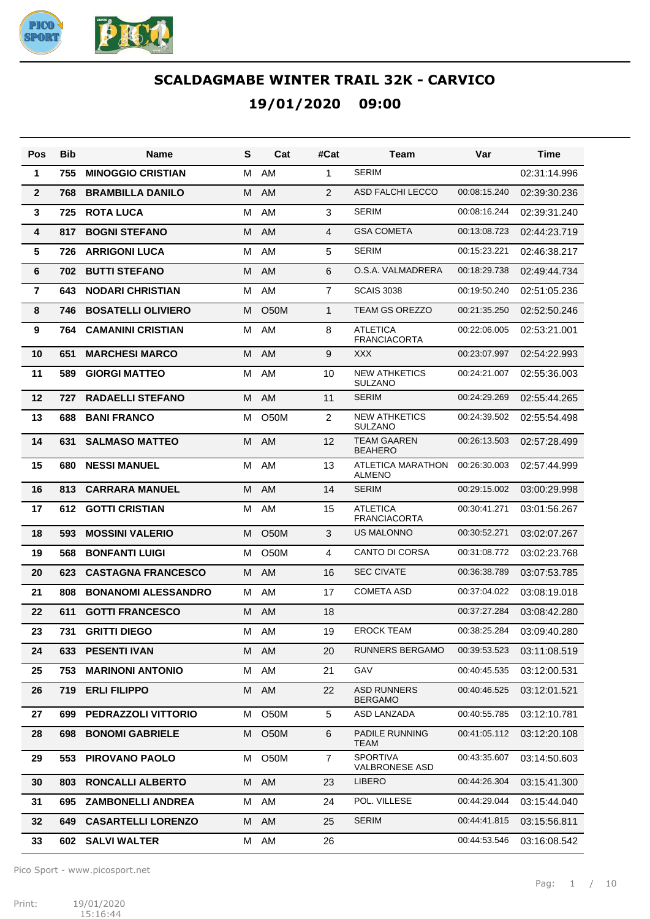# SCALDAGMABE WINTER TRAIL 32K - CARVICO

## 19/01/2020 09:00

| Pos | Bib | Name | S | Cat | #Cat | Team | Var | Time |
|---|---|---|---|---|---|---|---|---|
| **1** | **755** | **MINOGGIO CRISTIAN** | M | AM | 1 | SERIM | | 02:31:14.996 |
| **2** | **768** | **BRAMBILLA DANILO** | M | AM | 2 | ASD FALCHI LECCO | 00:08:15.240 | 02:39:30.236 |
| **3** | **725** | **ROTA LUCA** | M | AM | 3 | SERIM | 00:08:16.244 | 02:39:31.240 |
| **4** | **817** | **BOGNI STEFANO** | M | AM | 4 | GSA COMETA | 00:13:08.723 | 02:44:23.719 |
| **5** | **726** | **ARRIGONI LUCA** | M | AM | 5 | SERIM | 00:15:23.221 | 02:46:38.217 |
| **6** | **702** | **BUTTI STEFANO** | M | AM | 6 | O.S.A. VALMADRERA | 00:18:29.738 | 02:49:44.734 |
| **7** | **643** | **NODARI CHRISTIAN** | M | AM | 7 | SCAIS 3038 | 00:19:50.240 | 02:51:05.236 |
| **8** | **746** | **BOSATELLI OLIVIERO** | M | O50M | 1 | TEAM GS OREZZO | 00:21:35.250 | 02:52:50.246 |
| **9** | **764** | **CAMANINI CRISTIAN** | M | AM | 8 | ATLETICA FRANCIACORTA | 00:22:06.005 | 02:53:21.001 |
| **10** | **651** | **MARCHESI MARCO** | M | AM | 9 | XXX | 00:23:07.997 | 02:54:22.993 |
| **11** | **589** | **GIORGI MATTEO** | M | AM | 10 | NEW ATHKETICS SULZANO | 00:24:21.007 | 02:55:36.003 |
| **12** | **727** | **RADAELLI STEFANO** | M | AM | 11 | SERIM | 00:24:29.269 | 02:55:44.265 |
| **13** | **688** | **BANI FRANCO** | M | O50M | 2 | NEW ATHKETICS SULZANO | 00:24:39.502 | 02:55:54.498 |
| **14** | **631** | **SALMASO MATTEO** | M | AM | 12 | TEAM GAAREN BEAHERO | 00:26:13.503 | 02:57:28.499 |
| **15** | **680** | **NESSI MANUEL** | M | AM | 13 | ATLETICA MARATHON ALMENO | 00:26:30.003 | 02:57:44.999 |
| **16** | **813** | **CARRARA MANUEL** | M | AM | 14 | SERIM | 00:29:15.002 | 03:00:29.998 |
| **17** | **612** | **GOTTI CRISTIAN** | M | AM | 15 | ATLETICA FRANCIACORTA | 00:30:41.271 | 03:01:56.267 |
| **18** | **593** | **MOSSINI VALERIO** | M | O50M | 3 | US MALONNO | 00:30:52.271 | 03:02:07.267 |
| **19** | **568** | **BONFANTI LUIGI** | M | O50M | 4 | CANTO DI CORSA | 00:31:08.772 | 03:02:23.768 |
| **20** | **623** | **CASTAGNA FRANCESCO** | M | AM | 16 | SEC CIVATE | 00:36:38.789 | 03:07:53.785 |
| **21** | **808** | **BONANOMI ALESSANDRO** | M | AM | 17 | COMETA ASD | 00:37:04.022 | 03:08:19.018 |
| **22** | **611** | **GOTTI FRANCESCO** | M | AM | 18 | | 00:37:27.284 | 03:08:42.280 |
| **23** | **731** | **GRITTI DIEGO** | M | AM | 19 | EROCK TEAM | 00:38:25.284 | 03:09:40.280 |
| **24** | **633** | **PESENTI IVAN** | M | AM | 20 | RUNNERS BERGAMO | 00:39:53.523 | 03:11:08.519 |
| **25** | **753** | **MARINONI ANTONIO** | M | AM | 21 | GAV | 00:40:45.535 | 03:12:00.531 |
| **26** | **719** | **ERLI FILIPPO** | M | AM | 22 | ASD RUNNERS BERGAMO | 00:40:46.525 | 03:12:01.521 |
| **27** | **699** | **PEDRAZZOLI VITTORIO** | M | O50M | 5 | ASD LANZADA | 00:40:55.785 | 03:12:10.781 |
| **28** | **698** | **BONOMI GABRIELE** | M | O50M | 6 | PADILE RUNNING TEAM | 00:41:05.112 | 03:12:20.108 |
| **29** | **553** | **PIROVANO PAOLO** | M | O50M | 7 | SPORTIVA VALBRONESE ASD | 00:43:35.607 | 03:14:50.603 |
| **30** | **803** | **RONCALLI ALBERTO** | M | AM | 23 | LIBERO | 00:44:26.304 | 03:15:41.300 |
| **31** | **695** | **ZAMBONELLI ANDREA** | M | AM | 24 | POL. VILLESE | 00:44:29.044 | 03:15:44.040 |
| **32** | **649** | **CASARTELLI LORENZO** | M | AM | 25 | SERIM | 00:44:41.815 | 03:15:56.811 |
| **33** | **602** | **SALVI WALTER** | M | AM | 26 | | 00:44:53.546 | 03:16:08.542 |

Pico Sport - www.picosport.net

Print: 19/01/2020 15:16:44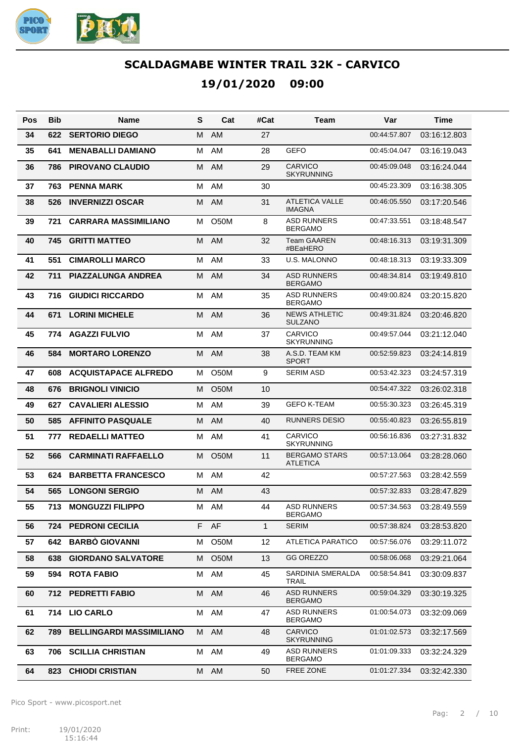# SCALDAGMABE WINTER TRAIL 32K - CARVICO

## 19/01/2020 09:00

| Pos | Bib | Name | S | Cat | #Cat | Team | Var | Time |
|---|---|---|---|---|---|---|---|---|
| 34 | 622 | **SERTORIO DIEGO** | M | AM | 27 | | 00:44:57.807 | 03:16:12.803 |
| 35 | 641 | **MENABALLI DAMIANO** | M | AM | 28 | GEFO | 00:45:04.047 | 03:16:19.043 |
| 36 | 786 | **PIROVANO CLAUDIO** | M | AM | 29 | CARVICO SKYRUNNING | 00:45:09.048 | 03:16:24.044 |
| 37 | 763 | **PENNA MARK** | M | AM | 30 | | 00:45:23.309 | 03:16:38.305 |
| 38 | 526 | **INVERNIZZI OSCAR** | M | AM | 31 | ATLETICA VALLE IMAGNA | 00:46:05.550 | 03:17:20.546 |
| 39 | 721 | **CARRARA MASSIMILIANO** | M | O50M | 8 | ASD RUNNERS BERGAMO | 00:47:33.551 | 03:18:48.547 |
| 40 | 745 | **GRITTI MATTEO** | M | AM | 32 | Team GAAREN #BEaHERO | 00:48:16.313 | 03:19:31.309 |
| 41 | 551 | **CIMAROLLI MARCO** | M | AM | 33 | U.S. MALONNO | 00:48:18.313 | 03:19:33.309 |
| 42 | 711 | **PIAZZALUNGA ANDREA** | M | AM | 34 | ASD RUNNERS BERGAMO | 00:48:34.814 | 03:19:49.810 |
| 43 | 716 | **GIUDICI RICCARDO** | M | AM | 35 | ASD RUNNERS BERGAMO | 00:49:00.824 | 03:20:15.820 |
| 44 | 671 | **LORINI MICHELE** | M | AM | 36 | NEWS ATHLETIC SULZANO | 00:49:31.824 | 03:20:46.820 |
| 45 | 774 | **AGAZZI FULVIO** | M | AM | 37 | CARVICO SKYRUNNING | 00:49:57.044 | 03:21:12.040 |
| 46 | 584 | **MORTARO LORENZO** | M | AM | 38 | A.S.D. TEAM KM SPORT | 00:52:59.823 | 03:24:14.819 |
| 47 | 608 | **ACQUISTAPACE ALFREDO** | M | O50M | 9 | SERIM ASD | 00:53:42.323 | 03:24:57.319 |
| 48 | 676 | **BRIGNOLI VINICIO** | M | O50M | 10 | | 00:54:47.322 | 03:26:02.318 |
| 49 | 627 | **CAVALIERI ALESSIO** | M | AM | 39 | GEFO K-TEAM | 00:55:30.323 | 03:26:45.319 |
| 50 | 585 | **AFFINITO PASQUALE** | M | AM | 40 | RUNNERS DESIO | 00:55:40.823 | 03:26:55.819 |
| 51 | 777 | **REDAELLI MATTEO** | M | AM | 41 | CARVICO SKYRUNNING | 00:56:16.836 | 03:27:31.832 |
| 52 | 566 | **CARMINATI RAFFAELLO** | M | O50M | 11 | BERGAMO STARS ATLETICA | 00:57:13.064 | 03:28:28.060 |
| 53 | 624 | **BARBETTA FRANCESCO** | M | AM | 42 | | 00:57:27.563 | 03:28:42.559 |
| 54 | 565 | **LONGONI SERGIO** | M | AM | 43 | | 00:57:32.833 | 03:28:47.829 |
| 55 | 713 | **MONGUZZI FILIPPO** | M | AM | 44 | ASD RUNNERS BERGAMO | 00:57:34.563 | 03:28:49.559 |
| 56 | 724 | **PEDRONI CECILIA** | F | AF | 1 | SERIM | 00:57:38.824 | 03:28:53.820 |
| 57 | 642 | **BARBÒ GIOVANNI** | M | O50M | 12 | ATLETICA PARATICO | 00:57:56.076 | 03:29:11.072 |
| 58 | 638 | **GIORDANO SALVATORE** | M | O50M | 13 | GG OREZZO | 00:58:06.068 | 03:29:21.064 |
| 59 | 594 | **ROTA FABIO** | M | AM | 45 | SARDINIA SMERALDA TRAIL | 00:58:54.841 | 03:30:09.837 |
| 60 | 712 | **PEDRETTI FABIO** | M | AM | 46 | ASD RUNNERS BERGAMO | 00:59:04.329 | 03:30:19.325 |
| 61 | 714 | **LIO CARLO** | M | AM | 47 | ASD RUNNERS BERGAMO | 01:00:54.073 | 03:32:09.069 |
| 62 | 789 | **BELLINGARDI MASSIMILIANO** | M | AM | 48 | CARVICO SKYRUNNING | 01:01:02.573 | 03:32:17.569 |
| 63 | 706 | **SCILLIA CHRISTIAN** | M | AM | 49 | ASD RUNNERS BERGAMO | 01:01:09.333 | 03:32:24.329 |
| 64 | 823 | **CHIODI CRISTIAN** | M | AM | 50 | FREE ZONE | 01:01:27.334 | 03:32:42.330 |

Pico Sport - www.picosport.net

Print: 19/01/2020 15:16:44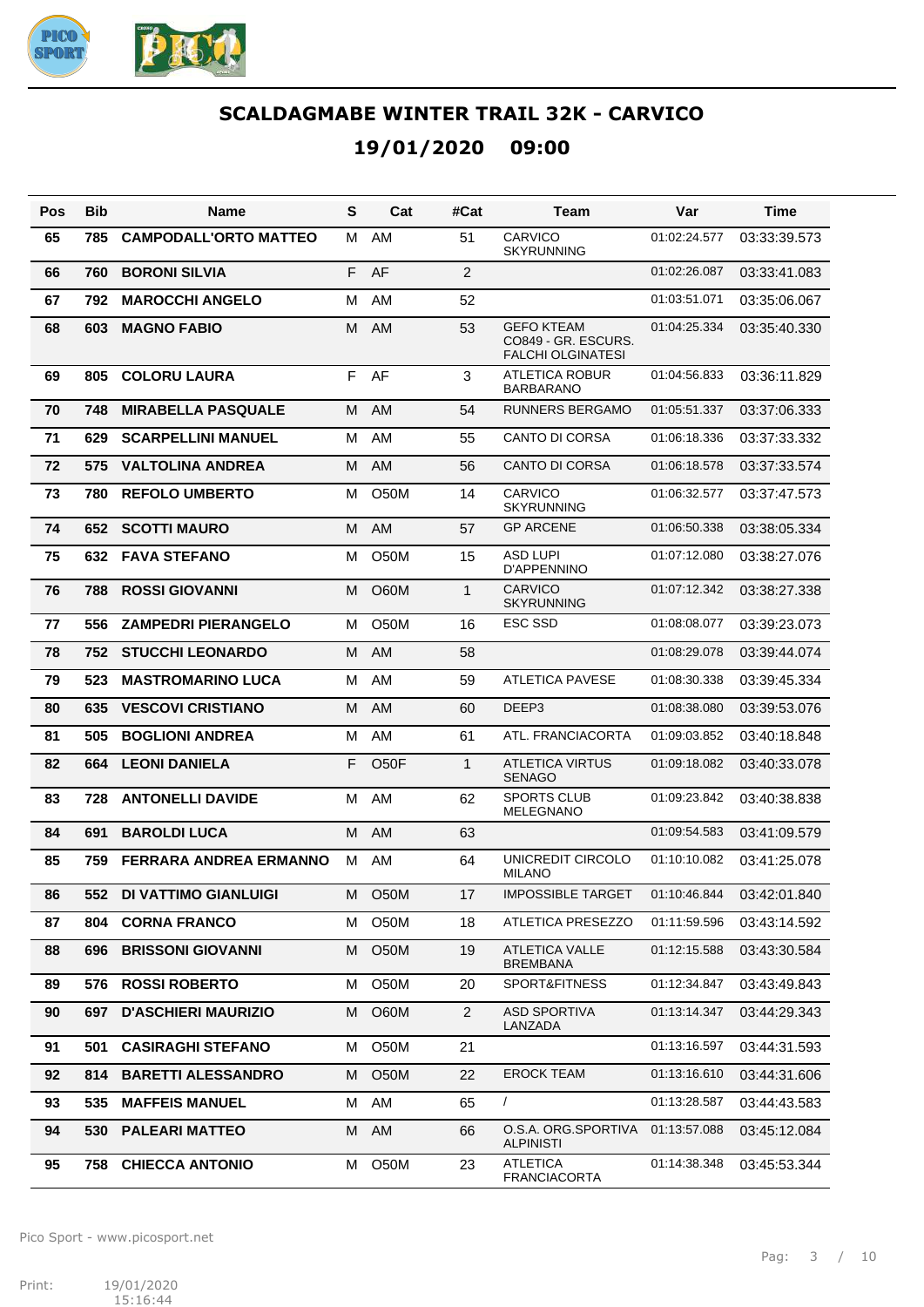# SCALDAGMABE WINTER TRAIL 32K - CARVICO

## 19/01/2020 09:00

| Pos | Bib | Name | S | Cat | #Cat | Team | Var | Time |
|---|---|---|---|---|---|---|---|---|
| 65 | 785 | CAMPODALL'ORTO MATTEO | M | AM | 51 | CARVICO SKYRUNNING | 01:02:24.577 | 03:33:39.573 |
| 66 | 760 | BORONI SILVIA | F | AF | 2 | | 01:02:26.087 | 03:33:41.083 |
| 67 | 792 | MAROCCHI ANGELO | M | AM | 52 | | 01:03:51.071 | 03:35:06.067 |
| 68 | 603 | MAGNO FABIO | M | AM | 53 | GEFO KTEAM CO849 - GR. ESCURS. FALCHI OLGINATESI | 01:04:25.334 | 03:35:40.330 |
| 69 | 805 | COLORU LAURA | F | AF | 3 | ATLETICA ROBUR BARBARANO | 01:04:56.833 | 03:36:11.829 |
| 70 | 748 | MIRABELLA PASQUALE | M | AM | 54 | RUNNERS BERGAMO | 01:05:51.337 | 03:37:06.333 |
| 71 | 629 | SCARPELLINI MANUEL | M | AM | 55 | CANTO DI CORSA | 01:06:18.336 | 03:37:33.332 |
| 72 | 575 | VALTOLINA ANDREA | M | AM | 56 | CANTO DI CORSA | 01:06:18.578 | 03:37:33.574 |
| 73 | 780 | REFOLO UMBERTO | M | O50M | 14 | CARVICO SKYRUNNING | 01:06:32.577 | 03:37:47.573 |
| 74 | 652 | SCOTTI MAURO | M | AM | 57 | GP ARCENE | 01:06:50.338 | 03:38:05.334 |
| 75 | 632 | FAVA STEFANO | M | O50M | 15 | ASD LUPI D'APPENNINO | 01:07:12.080 | 03:38:27.076 |
| 76 | 788 | ROSSI GIOVANNI | M | O60M | 1 | CARVICO SKYRUNNING | 01:07:12.342 | 03:38:27.338 |
| 77 | 556 | ZAMPEDRI PIERANGELO | M | O50M | 16 | ESC SSD | 01:08:08.077 | 03:39:23.073 |
| 78 | 752 | STUCCHI LEONARDO | M | AM | 58 | | 01:08:29.078 | 03:39:44.074 |
| 79 | 523 | MASTROMARINO LUCA | M | AM | 59 | ATLETICA PAVESE | 01:08:30.338 | 03:39:45.334 |
| 80 | 635 | VESCOVI CRISTIANO | M | AM | 60 | DEEP3 | 01:08:38.080 | 03:39:53.076 |
| 81 | 505 | BOGLIONI ANDREA | M | AM | 61 | ATL. FRANCIACORTA | 01:09:03.852 | 03:40:18.848 |
| 82 | 664 | LEONI DANIELA | F | O50F | 1 | ATLETICA VIRTUS SENAGO | 01:09:18.082 | 03:40:33.078 |
| 83 | 728 | ANTONELLI DAVIDE | M | AM | 62 | SPORTS CLUB MELEGNANO | 01:09:23.842 | 03:40:38.838 |
| 84 | 691 | BAROLDI LUCA | M | AM | 63 | | 01:09:54.583 | 03:41:09.579 |
| 85 | 759 | FERRARA ANDREA ERMANNO | M | AM | 64 | UNICREDIT CIRCOLO MILANO | 01:10:10.082 | 03:41:25.078 |
| 86 | 552 | DI VATTIMO GIANLUIGI | M | O50M | 17 | IMPOSSIBLE TARGET | 01:10:46.844 | 03:42:01.840 |
| 87 | 804 | CORNA FRANCO | M | O50M | 18 | ATLETICA PRESEZZO | 01:11:59.596 | 03:43:14.592 |
| 88 | 696 | BRISSONI GIOVANNI | M | O50M | 19 | ATLETICA VALLE BREMBANA | 01:12:15.588 | 03:43:30.584 |
| 89 | 576 | ROSSI ROBERTO | M | O50M | 20 | SPORT&FITNESS | 01:12:34.847 | 03:43:49.843 |
| 90 | 697 | D'ASCHIERI MAURIZIO | M | O60M | 2 | ASD SPORTIVA LANZADA | 01:13:14.347 | 03:44:29.343 |
| 91 | 501 | CASIRAGHI STEFANO | M | O50M | 21 | | 01:13:16.597 | 03:44:31.593 |
| 92 | 814 | BARETTI ALESSANDRO | M | O50M | 22 | EROCK TEAM | 01:13:16.610 | 03:44:31.606 |
| 93 | 535 | MAFFEIS MANUEL | M | AM | 65 | / | 01:13:28.587 | 03:44:43.583 |
| 94 | 530 | PALEARI MATTEO | M | AM | 66 | O.S.A. ORG.SPORTIVA ALPINISTI | 01:13:57.088 | 03:45:12.084 |
| 95 | 758 | CHIECCA ANTONIO | M | O50M | 23 | ATLETICA FRANCIACORTA | 01:14:38.348 | 03:45:53.344 |

Pico Sport - www.picosport.net

Print: 19/01/2020 15:16:44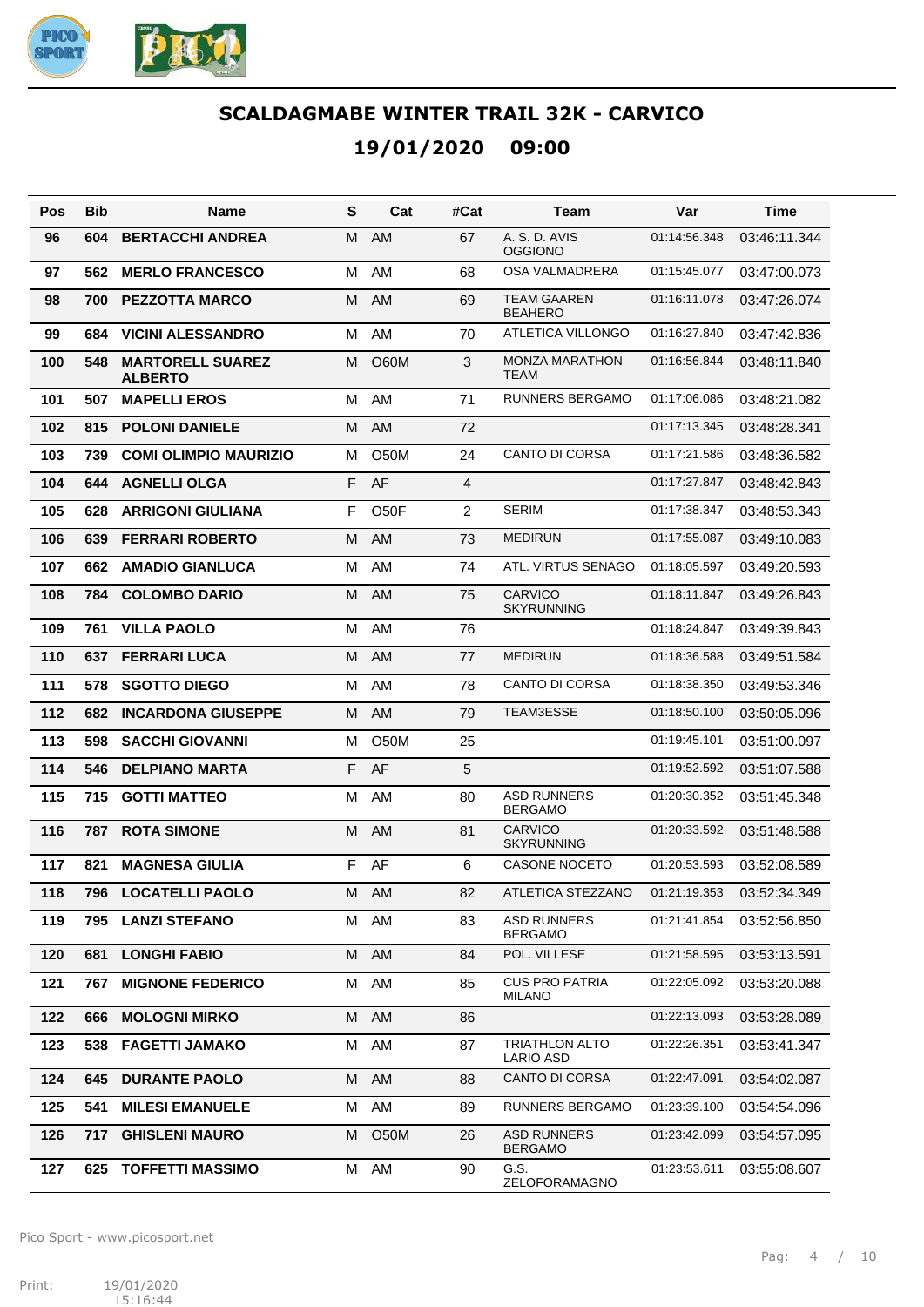# SCALDAGMABE WINTER TRAIL 32K - CARVICO

## 19/01/2020 09:00

| Pos | Bib | Name | S | Cat | #Cat | Team | Var | Time |
|---|---|---|---|---|---|---|---|---|
| 96 | 604 | BERTACCHI ANDREA | M | AM | 67 | A. S. D. AVIS OGGIONO | 01:14:56.348 | 03:46:11.344 |
| 97 | 562 | MERLO FRANCESCO | M | AM | 68 | OSA VALMADRERA | 01:15:45.077 | 03:47:00.073 |
| 98 | 700 | PEZZOTTA MARCO | M | AM | 69 | TEAM GAAREN BEAHERO | 01:16:11.078 | 03:47:26.074 |
| 99 | 684 | VICINI ALESSANDRO | M | AM | 70 | ATLETICA VILLONGO | 01:16:27.840 | 03:47:42.836 |
| 100 | 548 | MARTORELL SUAREZ ALBERTO | M | O60M | 3 | MONZA MARATHON TEAM | 01:16:56.844 | 03:48:11.840 |
| 101 | 507 | MAPELLI EROS | M | AM | 71 | RUNNERS BERGAMO | 01:17:06.086 | 03:48:21.082 |
| 102 | 815 | POLONI DANIELE | M | AM | 72 | | 01:17:13.345 | 03:48:28.341 |
| 103 | 739 | COMI OLIMPIO MAURIZIO | M | O50M | 24 | CANTO DI CORSA | 01:17:21.586 | 03:48:36.582 |
| 104 | 644 | AGNELLI OLGA | F | AF | 4 | | 01:17:27.847 | 03:48:42.843 |
| 105 | 628 | ARRIGONI GIULIANA | F | O50F | 2 | SERIM | 01:17:38.347 | 03:48:53.343 |
| 106 | 639 | FERRARI ROBERTO | M | AM | 73 | MEDIRUN | 01:17:55.087 | 03:49:10.083 |
| 107 | 662 | AMADIO GIANLUCA | M | AM | 74 | ATL. VIRTUS SENAGO | 01:18:05.597 | 03:49:20.593 |
| 108 | 784 | COLOMBO DARIO | M | AM | 75 | CARVICO SKYRUNNING | 01:18:11.847 | 03:49:26.843 |
| 109 | 761 | VILLA PAOLO | M | AM | 76 | | 01:18:24.847 | 03:49:39.843 |
| 110 | 637 | FERRARI LUCA | M | AM | 77 | MEDIRUN | 01:18:36.588 | 03:49:51.584 |
| 111 | 578 | SGOTTO DIEGO | M | AM | 78 | CANTO DI CORSA | 01:18:38.350 | 03:49:53.346 |
| 112 | 682 | INCARDONA GIUSEPPE | M | AM | 79 | TEAM3ESSE | 01:18:50.100 | 03:50:05.096 |
| 113 | 598 | SACCHI GIOVANNI | M | O50M | 25 | | 01:19:45.101 | 03:51:00.097 |
| 114 | 546 | DELPIANO MARTA | F | AF | 5 | | 01:19:52.592 | 03:51:07.588 |
| 115 | 715 | GOTTI MATTEO | M | AM | 80 | ASD RUNNERS BERGAMO | 01:20:30.352 | 03:51:45.348 |
| 116 | 787 | ROTA SIMONE | M | AM | 81 | CARVICO SKYRUNNING | 01:20:33.592 | 03:51:48.588 |
| 117 | 821 | MAGNESA GIULIA | F | AF | 6 | CASONE NOCETO | 01:20:53.593 | 03:52:08.589 |
| 118 | 796 | LOCATELLI PAOLO | M | AM | 82 | ATLETICA STEZZANO | 01:21:19.353 | 03:52:34.349 |
| 119 | 795 | LANZI STEFANO | M | AM | 83 | ASD RUNNERS BERGAMO | 01:21:41.854 | 03:52:56.850 |
| 120 | 681 | LONGHI FABIO | M | AM | 84 | POL. VILLESE | 01:21:58.595 | 03:53:13.591 |
| 121 | 767 | MIGNONE FEDERICO | M | AM | 85 | CUS PRO PATRIA MILANO | 01:22:05.092 | 03:53:20.088 |
| 122 | 666 | MOLOGNI MIRKO | M | AM | 86 | | 01:22:13.093 | 03:53:28.089 |
| 123 | 538 | FAGETTI JAMAKO | M | AM | 87 | TRIATHLON ALTO LARIO ASD | 01:22:26.351 | 03:53:41.347 |
| 124 | 645 | DURANTE PAOLO | M | AM | 88 | CANTO DI CORSA | 01:22:47.091 | 03:54:02.087 |
| 125 | 541 | MILESI EMANUELE | M | AM | 89 | RUNNERS BERGAMO | 01:23:39.100 | 03:54:54.096 |
| 126 | 717 | GHISLENI MAURO | M | O50M | 26 | ASD RUNNERS BERGAMO | 01:23:42.099 | 03:54:57.095 |
| 127 | 625 | TOFFETTI MASSIMO | M | AM | 90 | G.S. ZELOFORAMAGNO | 01:23:53.611 | 03:55:08.607 |

Pico Sport - www.picosport.net

Print: 19/01/2020 15:16:44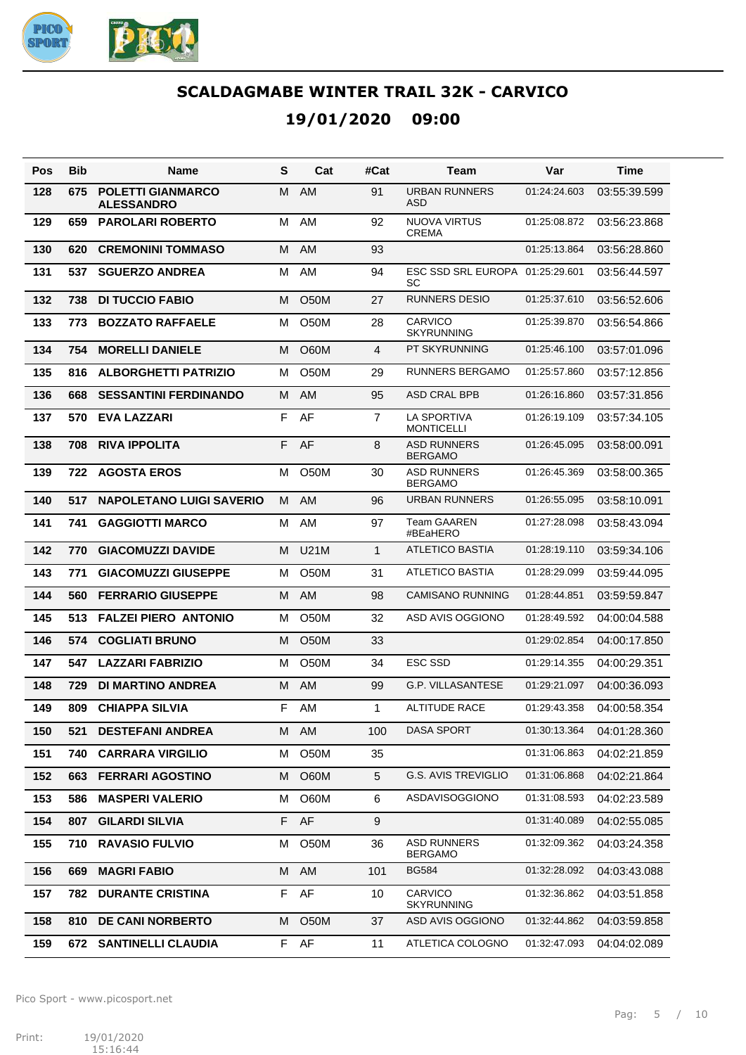# SCALDAGMABE WINTER TRAIL 32K - CARVICO

## 19/01/2020 09:00

| Pos | Bib | Name | S | Cat | #Cat | Team | Var | Time |
|---|---|---|---|---|---|---|---|---|
| 128 | 675 | POLETTI GIANMARCO ALESSANDRO | M | AM | 91 | URBAN RUNNERS ASD | 01:24:24.603 | 03:55:39.599 |
| 129 | 659 | PAROLARI ROBERTO | M | AM | 92 | NUOVA VIRTUS CREMA | 01:25:08.872 | 03:56:23.868 |
| 130 | 620 | CREMONINI TOMMASO | M | AM | 93 | | 01:25:13.864 | 03:56:28.860 |
| 131 | 537 | SGUERZO ANDREA | M | AM | 94 | ESC SSD SRL EUROPA SC | 01:25:29.601 | 03:56:44.597 |
| 132 | 738 | DI TUCCIO FABIO | M | O50M | 27 | RUNNERS DESIO | 01:25:37.610 | 03:56:52.606 |
| 133 | 773 | BOZZATO RAFFAELE | M | O50M | 28 | CARVICO SKYRUNNING | 01:25:39.870 | 03:56:54.866 |
| 134 | 754 | MORELLI DANIELE | M | O60M | 4 | PT SKYRUNNING | 01:25:46.100 | 03:57:01.096 |
| 135 | 816 | ALBORGHETTI PATRIZIO | M | O50M | 29 | RUNNERS BERGAMO | 01:25:57.860 | 03:57:12.856 |
| 136 | 668 | SESSANTINI FERDINANDO | M | AM | 95 | ASD CRAL BPB | 01:26:16.860 | 03:57:31.856 |
| 137 | 570 | EVA LAZZARI | F | AF | 7 | LA SPORTIVA MONTICELLI | 01:26:19.109 | 03:57:34.105 |
| 138 | 708 | RIVA IPPOLITA | F | AF | 8 | ASD RUNNERS BERGAMO | 01:26:45.095 | 03:58:00.091 |
| 139 | 722 | AGOSTA EROS | M | O50M | 30 | ASD RUNNERS BERGAMO | 01:26:45.369 | 03:58:00.365 |
| 140 | 517 | NAPOLETANO LUIGI SAVERIO | M | AM | 96 | URBAN RUNNERS | 01:26:55.095 | 03:58:10.091 |
| 141 | 741 | GAGGIOTTI MARCO | M | AM | 97 | Team GAAREN #BEaHERO | 01:27:28.098 | 03:58:43.094 |
| 142 | 770 | GIACOMUZZI DAVIDE | M | U21M | 1 | ATLETICO BASTIA | 01:28:19.110 | 03:59:34.106 |
| 143 | 771 | GIACOMUZZI GIUSEPPE | M | O50M | 31 | ATLETICO BASTIA | 01:28:29.099 | 03:59:44.095 |
| 144 | 560 | FERRARIO GIUSEPPE | M | AM | 98 | CAMISANO RUNNING | 01:28:44.851 | 03:59:59.847 |
| 145 | 513 | FALZEI PIERO ANTONIO | M | O50M | 32 | ASD AVIS OGGIONO | 01:28:49.592 | 04:00:04.588 |
| 146 | 574 | COGLIATI BRUNO | M | O50M | 33 | | 01:29:02.854 | 04:00:17.850 |
| 147 | 547 | LAZZARI FABRIZIO | M | O50M | 34 | ESC SSD | 01:29:14.355 | 04:00:29.351 |
| 148 | 729 | DI MARTINO ANDREA | M | AM | 99 | G.P. VILLASANTESE | 01:29:21.097 | 04:00:36.093 |
| 149 | 809 | CHIAPPA SILVIA | F | AM | 1 | ALTITUDE RACE | 01:29:43.358 | 04:00:58.354 |
| 150 | 521 | DESTEFANI ANDREA | M | AM | 100 | DASA SPORT | 01:30:13.364 | 04:01:28.360 |
| 151 | 740 | CARRARA VIRGILIO | M | O50M | 35 | | 01:31:06.863 | 04:02:21.859 |
| 152 | 663 | FERRARI AGOSTINO | M | O60M | 5 | G.S. AVIS TREVIGLIO | 01:31:06.868 | 04:02:21.864 |
| 153 | 586 | MASPERI VALERIO | M | O60M | 6 | ASDAVISOGGIONO | 01:31:08.593 | 04:02:23.589 |
| 154 | 807 | GILARDI SILVIA | F | AF | 9 | | 01:31:40.089 | 04:02:55.085 |
| 155 | 710 | RAVASIO FULVIO | M | O50M | 36 | ASD RUNNERS BERGAMO | 01:32:09.362 | 04:03:24.358 |
| 156 | 669 | MAGRI FABIO | M | AM | 101 | BG584 | 01:32:28.092 | 04:03:43.088 |
| 157 | 782 | DURANTE CRISTINA | F | AF | 10 | CARVICO SKYRUNNING | 01:32:36.862 | 04:03:51.858 |
| 158 | 810 | DE CANI NORBERTO | M | O50M | 37 | ASD AVIS OGGIONO | 01:32:44.862 | 04:03:59.858 |
| 159 | 672 | SANTINELLI CLAUDIA | F | AF | 11 | ATLETICA COLOGNO | 01:32:47.093 | 04:04:02.089 |

Pico Sport - www.picosport.net

Print: 19/01/2020 15:16:44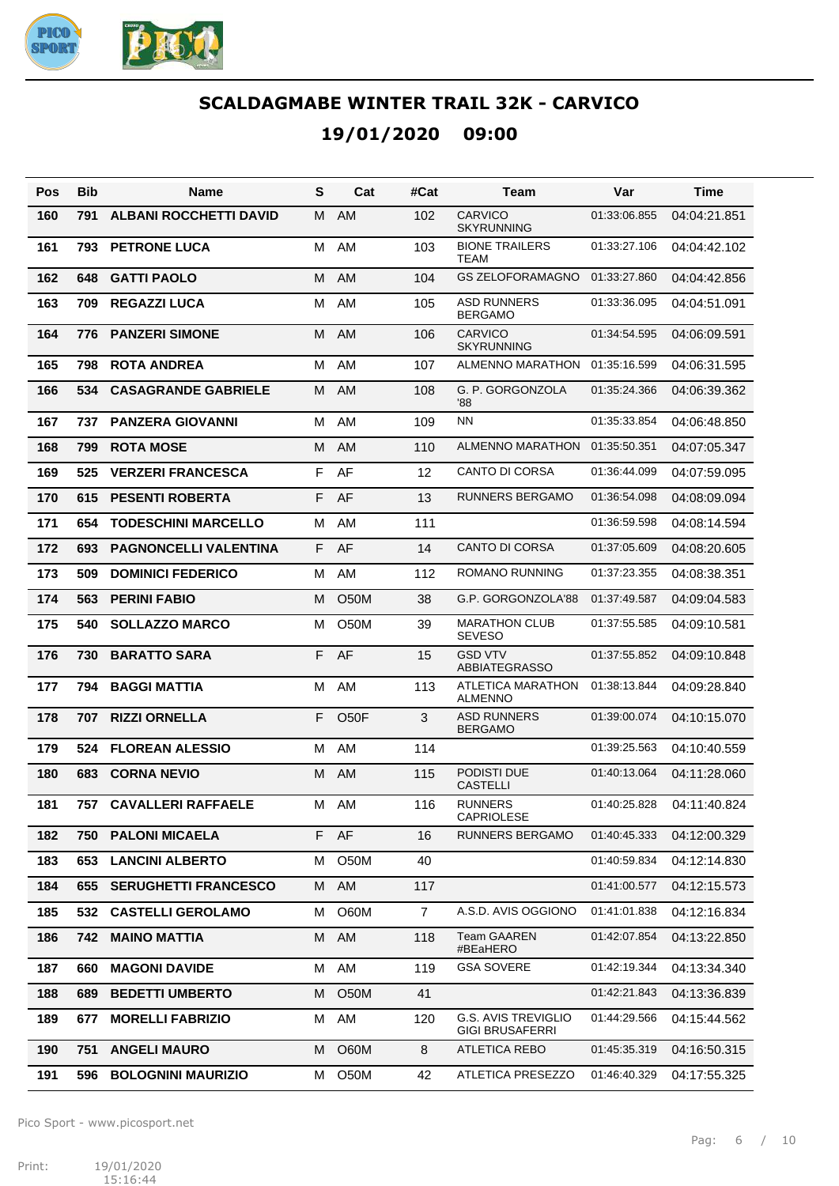# SCALDAGMABE WINTER TRAIL 32K - CARVICO

## 19/01/2020 09:00

| Pos | Bib | Name | S | Cat | #Cat | Team | Var | Time |
|---|---|---|---|---|---|---|---|---|
| 160 | 791 | **ALBANI ROCCHETTI DAVID** | M | AM | 102 | CARVICO SKYRUNNING | 01:33:06.855 | 04:04:21.851 |
| 161 | 793 | **PETRONE LUCA** | M | AM | 103 | BIONE TRAILERS TEAM | 01:33:27.106 | 04:04:42.102 |
| 162 | 648 | **GATTI PAOLO** | M | AM | 104 | GS ZELOFORAMAGNO | 01:33:27.860 | 04:04:42.856 |
| 163 | 709 | **REGAZZI LUCA** | M | AM | 105 | ASD RUNNERS BERGAMO | 01:33:36.095 | 04:04:51.091 |
| 164 | 776 | **PANZERI SIMONE** | M | AM | 106 | CARVICO SKYRUNNING | 01:34:54.595 | 04:06:09.591 |
| 165 | 798 | **ROTA ANDREA** | M | AM | 107 | ALMENNO MARATHON | 01:35:16.599 | 04:06:31.595 |
| 166 | 534 | **CASAGRANDE GABRIELE** | M | AM | 108 | G. P. GORGONZOLA '88 | 01:35:24.366 | 04:06:39.362 |
| 167 | 737 | **PANZERA GIOVANNI** | M | AM | 109 | NN | 01:35:33.854 | 04:06:48.850 |
| 168 | 799 | **ROTA MOSE** | M | AM | 110 | ALMENNO MARATHON | 01:35:50.351 | 04:07:05.347 |
| 169 | 525 | **VERZERI FRANCESCA** | F | AF | 12 | CANTO DI CORSA | 01:36:44.099 | 04:07:59.095 |
| 170 | 615 | **PESENTI ROBERTA** | F | AF | 13 | RUNNERS BERGAMO | 01:36:54.098 | 04:08:09.094 |
| 171 | 654 | **TODESCHINI MARCELLO** | M | AM | 111 | | 01:36:59.598 | 04:08:14.594 |
| 172 | 693 | **PAGNONCELLI VALENTINA** | F | AF | 14 | CANTO DI CORSA | 01:37:05.609 | 04:08:20.605 |
| 173 | 509 | **DOMINICI FEDERICO** | M | AM | 112 | ROMANO RUNNING | 01:37:23.355 | 04:08:38.351 |
| 174 | 563 | **PERINI FABIO** | M | O50M | 38 | G.P. GORGONZOLA'88 | 01:37:49.587 | 04:09:04.583 |
| 175 | 540 | **SOLLAZZO MARCO** | M | O50M | 39 | MARATHON CLUB SEVESO | 01:37:55.585 | 04:09:10.581 |
| 176 | 730 | **BARATTO SARA** | F | AF | 15 | GSD VTV ABBIATEGRASSO | 01:37:55.852 | 04:09:10.848 |
| 177 | 794 | **BAGGI MATTIA** | M | AM | 113 | ATLETICA MARATHON ALMENNO | 01:38:13.844 | 04:09:28.840 |
| 178 | 707 | **RIZZI ORNELLA** | F | O50F | 3 | ASD RUNNERS BERGAMO | 01:39:00.074 | 04:10:15.070 |
| 179 | 524 | **FLOREAN ALESSIO** | M | AM | 114 | | 01:39:25.563 | 04:10:40.559 |
| 180 | 683 | **CORNA NEVIO** | M | AM | 115 | PODISTI DUE CASTELLI | 01:40:13.064 | 04:11:28.060 |
| 181 | 757 | **CAVALLERI RAFFAELE** | M | AM | 116 | RUNNERS CAPRIOLESE | 01:40:25.828 | 04:11:40.824 |
| 182 | 750 | **PALONI MICAELA** | F | AF | 16 | RUNNERS BERGAMO | 01:40:45.333 | 04:12:00.329 |
| 183 | 653 | **LANCINI ALBERTO** | M | O50M | 40 | | 01:40:59.834 | 04:12:14.830 |
| 184 | 655 | **SERUGHETTI FRANCESCO** | M | AM | 117 | | 01:41:00.577 | 04:12:15.573 |
| 185 | 532 | **CASTELLI GEROLAMO** | M | O60M | 7 | A.S.D. AVIS OGGIONO | 01:41:01.838 | 04:12:16.834 |
| 186 | 742 | **MAINO MATTIA** | M | AM | 118 | Team GAAREN #BEaHERO | 01:42:07.854 | 04:13:22.850 |
| 187 | 660 | **MAGONI DAVIDE** | M | AM | 119 | GSA SOVERE | 01:42:19.344 | 04:13:34.340 |
| 188 | 689 | **BEDETTI UMBERTO** | M | O50M | 41 | | 01:42:21.843 | 04:13:36.839 |
| 189 | 677 | **MORELLI FABRIZIO** | M | AM | 120 | G.S. AVIS TREVIGLIO GIGI BRUSAFERRI | 01:44:29.566 | 04:15:44.562 |
| 190 | 751 | **ANGELI MAURO** | M | O60M | 8 | ATLETICA REBO | 01:45:35.319 | 04:16:50.315 |
| 191 | 596 | **BOLOGNINI MAURIZIO** | M | O50M | 42 | ATLETICA PRESEZZO | 01:46:40.329 | 04:17:55.325 |

Pico Sport - www.picosport.net

Print: 19/01/2020 15:16:44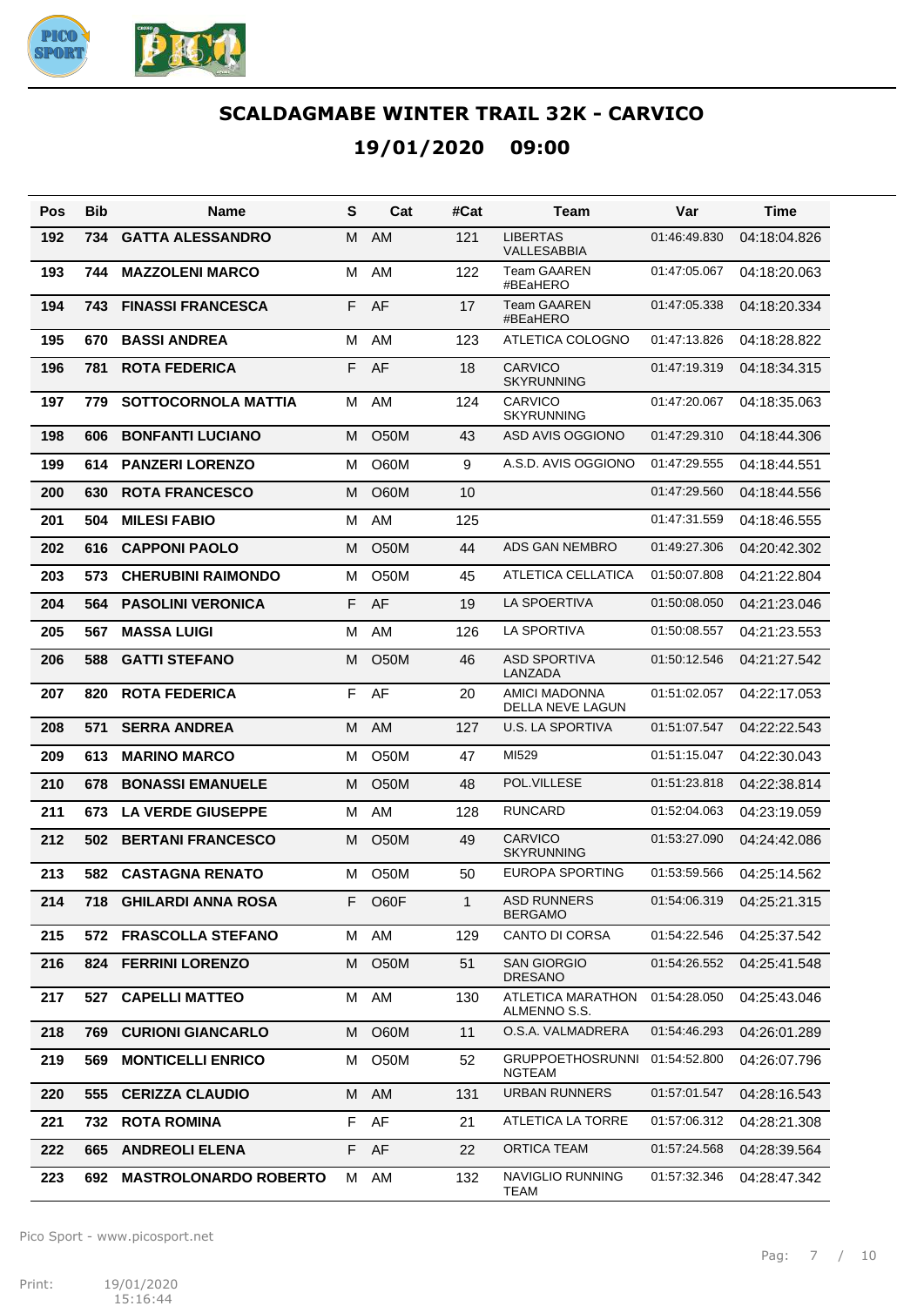# SCALDAGMABE WINTER TRAIL 32K - CARVICO

## 19/01/2020 09:00

| Pos | Bib | Name | S | Cat | #Cat | Team | Var | Time |
|---|---|---|---|---|---|---|---|---|
| 192 | 734 | GATTA ALESSANDRO | M | AM | 121 | LIBERTAS VALLESABBIA | 01:46:49.830 | 04:18:04.826 |
| 193 | 744 | MAZZOLENI MARCO | M | AM | 122 | Team GAAREN #BEaHERO | 01:47:05.067 | 04:18:20.063 |
| 194 | 743 | FINASSI FRANCESCA | F | AF | 17 | Team GAAREN #BEaHERO | 01:47:05.338 | 04:18:20.334 |
| 195 | 670 | BASSI ANDREA | M | AM | 123 | ATLETICA COLOGNO | 01:47:13.826 | 04:18:28.822 |
| 196 | 781 | ROTA FEDERICA | F | AF | 18 | CARVICO SKYRUNNING | 01:47:19.319 | 04:18:34.315 |
| 197 | 779 | SOTTOCORNOLA MATTIA | M | AM | 124 | CARVICO SKYRUNNING | 01:47:20.067 | 04:18:35.063 |
| 198 | 606 | BONFANTI LUCIANO | M | O50M | 43 | ASD AVIS OGGIONO | 01:47:29.310 | 04:18:44.306 |
| 199 | 614 | PANZERI LORENZO | M | O60M | 9 | A.S.D. AVIS OGGIONO | 01:47:29.555 | 04:18:44.551 |
| 200 | 630 | ROTA FRANCESCO | M | O60M | 10 | | 01:47:29.560 | 04:18:44.556 |
| 201 | 504 | MILESI FABIO | M | AM | 125 | | 01:47:31.559 | 04:18:46.555 |
| 202 | 616 | CAPPONI PAOLO | M | O50M | 44 | ADS GAN NEMBRO | 01:49:27.306 | 04:20:42.302 |
| 203 | 573 | CHERUBINI RAIMONDO | M | O50M | 45 | ATLETICA CELLATICA | 01:50:07.808 | 04:21:22.804 |
| 204 | 564 | PASOLINI VERONICA | F | AF | 19 | LA SPOERTIVA | 01:50:08.050 | 04:21:23.046 |
| 205 | 567 | MASSA LUIGI | M | AM | 126 | LA SPORTIVA | 01:50:08.557 | 04:21:23.553 |
| 206 | 588 | GATTI STEFANO | M | O50M | 46 | ASD SPORTIVA LANZADA | 01:50:12.546 | 04:21:27.542 |
| 207 | 820 | ROTA FEDERICA | F | AF | 20 | AMICI MADONNA DELLA NEVE LAGUN | 01:51:02.057 | 04:22:17.053 |
| 208 | 571 | SERRA ANDREA | M | AM | 127 | U.S. LA SPORTIVA | 01:51:07.547 | 04:22:22.543 |
| 209 | 613 | MARINO MARCO | M | O50M | 47 | MI529 | 01:51:15.047 | 04:22:30.043 |
| 210 | 678 | BONASSI EMANUELE | M | O50M | 48 | POL.VILLESE | 01:51:23.818 | 04:22:38.814 |
| 211 | 673 | LA VERDE GIUSEPPE | M | AM | 128 | RUNCARD | 01:52:04.063 | 04:23:19.059 |
| 212 | 502 | BERTANI FRANCESCO | M | O50M | 49 | CARVICO SKYRUNNING | 01:53:27.090 | 04:24:42.086 |
| 213 | 582 | CASTAGNA RENATO | M | O50M | 50 | EUROPA SPORTING | 01:53:59.566 | 04:25:14.562 |
| 214 | 718 | GHILARDI ANNA ROSA | F | O60F | 1 | ASD RUNNERS BERGAMO | 01:54:06.319 | 04:25:21.315 |
| 215 | 572 | FRASCOLLA STEFANO | M | AM | 129 | CANTO DI CORSA | 01:54:22.546 | 04:25:37.542 |
| 216 | 824 | FERRINI LORENZO | M | O50M | 51 | SAN GIORGIO DRESANO | 01:54:26.552 | 04:25:41.548 |
| 217 | 527 | CAPELLI MATTEO | M | AM | 130 | ATLETICA MARATHON ALMENNO S.S. | 01:54:28.050 | 04:25:43.046 |
| 218 | 769 | CURIONI GIANCARLO | M | O60M | 11 | O.S.A. VALMADRERA | 01:54:46.293 | 04:26:01.289 |
| 219 | 569 | MONTICELLI ENRICO | M | O50M | 52 | GRUPPOETHOSRUNNINGTEAM | 01:54:52.800 | 04:26:07.796 |
| 220 | 555 | CERIZZA CLAUDIO | M | AM | 131 | URBAN RUNNERS | 01:57:01.547 | 04:28:16.543 |
| 221 | 732 | ROTA ROMINA | F | AF | 21 | ATLETICA LA TORRE | 01:57:06.312 | 04:28:21.308 |
| 222 | 665 | ANDREOLI ELENA | F | AF | 22 | ORTICA TEAM | 01:57:24.568 | 04:28:39.564 |
| 223 | 692 | MASTROLONARDO ROBERTO | M | AM | 132 | NAVIGLIO RUNNING TEAM | 01:57:32.346 | 04:28:47.342 |

Pico Sport - www.picosport.net

Print: 19/01/2020 15:16:44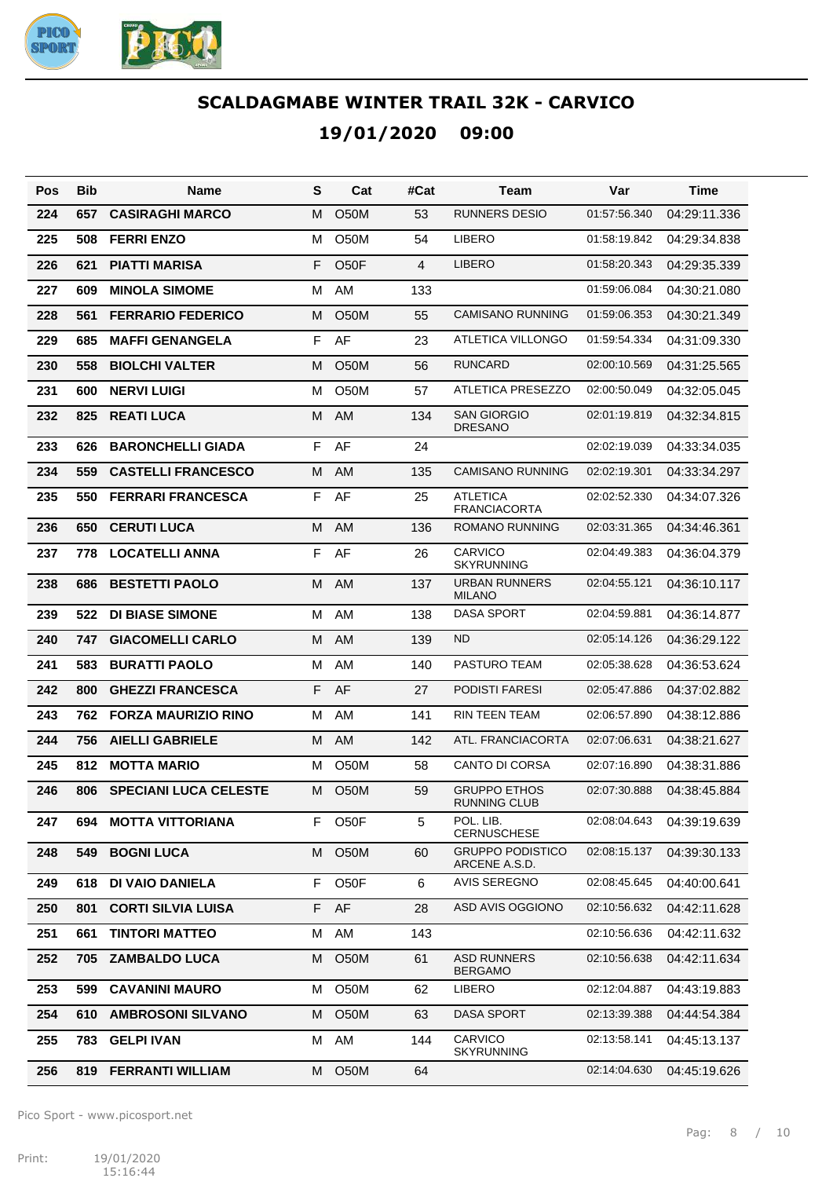# SCALDAGMABE WINTER TRAIL 32K - CARVICO

## 19/01/2020 09:00

| Pos | Bib | Name | S | Cat | #Cat | Team | Var | Time |
|---|---|---|---|---|---|---|---|---|
| 224 | 657 | CASIRAGHI MARCO | M | O50M | 53 | RUNNERS DESIO | 01:57:56.340 | 04:29:11.336 |
| 225 | 508 | FERRI ENZO | M | O50M | 54 | LIBERO | 01:58:19.842 | 04:29:34.838 |
| 226 | 621 | PIATTI MARISA | F | O50F | 4 | LIBERO | 01:58:20.343 | 04:29:35.339 |
| 227 | 609 | MINOLA SIMOME | M | AM | 133 | | 01:59:06.084 | 04:30:21.080 |
| 228 | 561 | FERRARIO FEDERICO | M | O50M | 55 | CAMISANO RUNNING | 01:59:06.353 | 04:30:21.349 |
| 229 | 685 | MAFFI GENANGELA | F | AF | 23 | ATLETICA VILLONGO | 01:59:54.334 | 04:31:09.330 |
| 230 | 558 | BIOLCHI VALTER | M | O50M | 56 | RUNCARD | 02:00:10.569 | 04:31:25.565 |
| 231 | 600 | NERVI LUIGI | M | O50M | 57 | ATLETICA PRESEZZO | 02:00:50.049 | 04:32:05.045 |
| 232 | 825 | REATI LUCA | M | AM | 134 | SAN GIORGIO DRESANO | 02:01:19.819 | 04:32:34.815 |
| 233 | 626 | BARONCHELLI GIADA | F | AF | 24 | | 02:02:19.039 | 04:33:34.035 |
| 234 | 559 | CASTELLI FRANCESCO | M | AM | 135 | CAMISANO RUNNING | 02:02:19.301 | 04:33:34.297 |
| 235 | 550 | FERRARI FRANCESCA | F | AF | 25 | ATLETICA FRANCIACORTA | 02:02:52.330 | 04:34:07.326 |
| 236 | 650 | CERUTI LUCA | M | AM | 136 | ROMANO RUNNING | 02:03:31.365 | 04:34:46.361 |
| 237 | 778 | LOCATELLI ANNA | F | AF | 26 | CARVICO SKYRUNNING | 02:04:49.383 | 04:36:04.379 |
| 238 | 686 | BESTETTI PAOLO | M | AM | 137 | URBAN RUNNERS MILANO | 02:04:55.121 | 04:36:10.117 |
| 239 | 522 | DI BIASE SIMONE | M | AM | 138 | DASA SPORT | 02:04:59.881 | 04:36:14.877 |
| 240 | 747 | GIACOMELLI CARLO | M | AM | 139 | ND | 02:05:14.126 | 04:36:29.122 |
| 241 | 583 | BURATTI PAOLO | M | AM | 140 | PASTURO TEAM | 02:05:38.628 | 04:36:53.624 |
| 242 | 800 | GHEZZI FRANCESCA | F | AF | 27 | PODISTI FARESI | 02:05:47.886 | 04:37:02.882 |
| 243 | 762 | FORZA MAURIZIO RINO | M | AM | 141 | RIN TEEN TEAM | 02:06:57.890 | 04:38:12.886 |
| 244 | 756 | AIELLI GABRIELE | M | AM | 142 | ATL. FRANCIACORTA | 02:07:06.631 | 04:38:21.627 |
| 245 | 812 | MOTTA MARIO | M | O50M | 58 | CANTO DI CORSA | 02:07:16.890 | 04:38:31.886 |
| 246 | 806 | SPECIANI LUCA CELESTE | M | O50M | 59 | GRUPPO ETHOS RUNNING CLUB | 02:07:30.888 | 04:38:45.884 |
| 247 | 694 | MOTTA VITTORIANA | F | O50F | 5 | POL. LIB. CERNUSCHESE | 02:08:04.643 | 04:39:19.639 |
| 248 | 549 | BOGNI LUCA | M | O50M | 60 | GRUPPO PODISTICO ARCENE A.S.D. | 02:08:15.137 | 04:39:30.133 |
| 249 | 618 | DI VAIO DANIELA | F | O50F | 6 | AVIS SEREGNO | 02:08:45.645 | 04:40:00.641 |
| 250 | 801 | CORTI SILVIA LUISA | F | AF | 28 | ASD AVIS OGGIONO | 02:10:56.632 | 04:42:11.628 |
| 251 | 661 | TINTORI MATTEO | M | AM | 143 | | 02:10:56.636 | 04:42:11.632 |
| 252 | 705 | ZAMBALDO LUCA | M | O50M | 61 | ASD RUNNERS BERGAMO | 02:10:56.638 | 04:42:11.634 |
| 253 | 599 | CAVANINI MAURO | M | O50M | 62 | LIBERO | 02:12:04.887 | 04:43:19.883 |
| 254 | 610 | AMBROSONI SILVANO | M | O50M | 63 | DASA SPORT | 02:13:39.388 | 04:44:54.384 |
| 255 | 783 | GELPI IVAN | M | AM | 144 | CARVICO SKYRUNNING | 02:13:58.141 | 04:45:13.137 |
| 256 | 819 | FERRANTI WILLIAM | M | O50M | 64 | | 02:14:04.630 | 04:45:19.626 |

Pico Sport - www.picosport.net

Print: 19/01/2020 15:16:44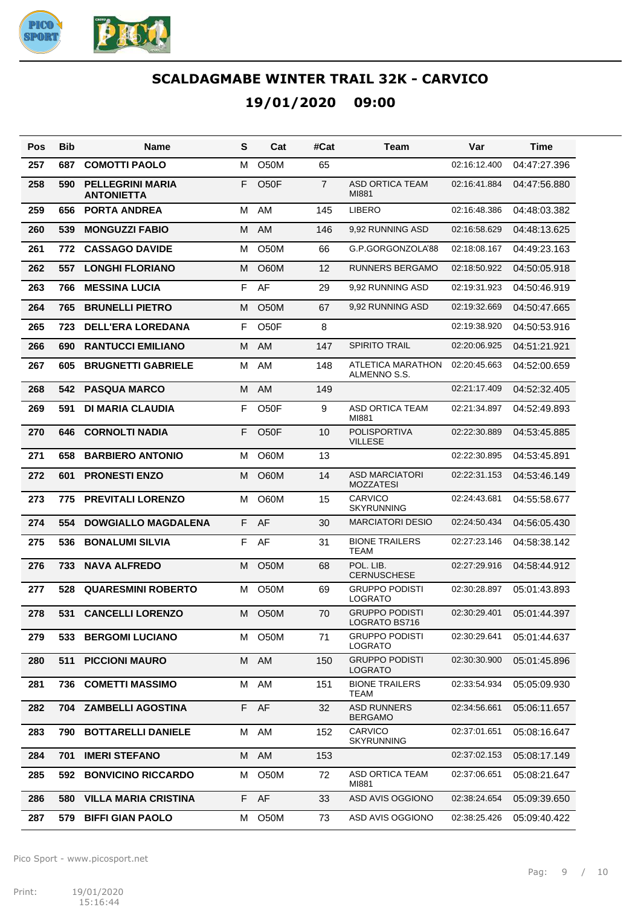# SCALDAGMABE WINTER TRAIL 32K - CARVICO

## 19/01/2020 09:00

| Pos | Bib | Name | S | Cat | #Cat | Team | Var | Time |
|---|---|---|---|---|---|---|---|---|
| 257 | 687 | **COMOTTI PAOLO** | M | O50M | 65 | | 02:16:12.400 | 04:47:27.396 |
| 258 | 590 | **PELLEGRINI MARIA ANTONIETTA** | F | O50F | 7 | ASD ORTICA TEAM MI881 | 02:16:41.884 | 04:47:56.880 |
| 259 | 656 | **PORTA ANDREA** | M | AM | 145 | LIBERO | 02:16:48.386 | 04:48:03.382 |
| 260 | 539 | **MONGUZZI FABIO** | M | AM | 146 | 9,92 RUNNING ASD | 02:16:58.629 | 04:48:13.625 |
| 261 | 772 | **CASSAGO DAVIDE** | M | O50M | 66 | G.P.GORGONZOLA'88 | 02:18:08.167 | 04:49:23.163 |
| 262 | 557 | **LONGHI FLORIANO** | M | O60M | 12 | RUNNERS BERGAMO | 02:18:50.922 | 04:50:05.918 |
| 263 | 766 | **MESSINA LUCIA** | F | AF | 29 | 9,92 RUNNING ASD | 02:19:31.923 | 04:50:46.919 |
| 264 | 765 | **BRUNELLI PIETRO** | M | O50M | 67 | 9,92 RUNNING ASD | 02:19:32.669 | 04:50:47.665 |
| 265 | 723 | **DELL'ERA LOREDANA** | F | O50F | 8 | | 02:19:38.920 | 04:50:53.916 |
| 266 | 690 | **RANTUCCI EMILIANO** | M | AM | 147 | SPIRITO TRAIL | 02:20:06.925 | 04:51:21.921 |
| 267 | 605 | **BRUGNETTI GABRIELE** | M | AM | 148 | ATLETICA MARATHON ALMENNO S.S. | 02:20:45.663 | 04:52:00.659 |
| 268 | 542 | **PASQUA MARCO** | M | AM | 149 | | 02:21:17.409 | 04:52:32.405 |
| 269 | 591 | **DI MARIA CLAUDIA** | F | O50F | 9 | ASD ORTICA TEAM MI881 | 02:21:34.897 | 04:52:49.893 |
| 270 | 646 | **CORNOLTI NADIA** | F | O50F | 10 | POLISPORTIVA VILLESE | 02:22:30.889 | 04:53:45.885 |
| 271 | 658 | **BARBIERO ANTONIO** | M | O60M | 13 | | 02:22:30.895 | 04:53:45.891 |
| 272 | 601 | **PRONESTI ENZO** | M | O60M | 14 | ASD MARCIATORI MOZZATESI | 02:22:31.153 | 04:53:46.149 |
| 273 | 775 | **PREVITALI LORENZO** | M | O60M | 15 | CARVICO SKYRUNNING | 02:24:43.681 | 04:55:58.677 |
| 274 | 554 | **DOWGIALLO MAGDALENA** | F | AF | 30 | MARCIATORI DESIO | 02:24:50.434 | 04:56:05.430 |
| 275 | 536 | **BONALUMI SILVIA** | F | AF | 31 | BIONE TRAILERS TEAM | 02:27:23.146 | 04:58:38.142 |
| 276 | 733 | **NAVA ALFREDO** | M | O50M | 68 | POL. LIB. CERNUSCHESE | 02:27:29.916 | 04:58:44.912 |
| 277 | 528 | **QUARESMINI ROBERTO** | M | O50M | 69 | GRUPPO PODISTI LOGRATO | 02:30:28.897 | 05:01:43.893 |
| 278 | 531 | **CANCELLI LORENZO** | M | O50M | 70 | GRUPPO PODISTI LOGRATO BS716 | 02:30:29.401 | 05:01:44.397 |
| 279 | 533 | **BERGOMI LUCIANO** | M | O50M | 71 | GRUPPO PODISTI LOGRATO | 02:30:29.641 | 05:01:44.637 |
| 280 | 511 | **PICCIONI MAURO** | M | AM | 150 | GRUPPO PODISTI LOGRATO | 02:30:30.900 | 05:01:45.896 |
| 281 | 736 | **COMETTI MASSIMO** | M | AM | 151 | BIONE TRAILERS TEAM | 02:33:54.934 | 05:05:09.930 |
| 282 | 704 | **ZAMBELLI AGOSTINA** | F | AF | 32 | ASD RUNNERS BERGAMO | 02:34:56.661 | 05:06:11.657 |
| 283 | 790 | **BOTTARELLI DANIELE** | M | AM | 152 | CARVICO SKYRUNNING | 02:37:01.651 | 05:08:16.647 |
| 284 | 701 | **IMERI STEFANO** | M | AM | 153 | | 02:37:02.153 | 05:08:17.149 |
| 285 | 592 | **BONVICINO RICCARDO** | M | O50M | 72 | ASD ORTICA TEAM MI881 | 02:37:06.651 | 05:08:21.647 |
| 286 | 580 | **VILLA MARIA CRISTINA** | F | AF | 33 | ASD AVIS OGGIONO | 02:38:24.654 | 05:09:39.650 |
| 287 | 579 | **BIFFI GIAN PAOLO** | M | O50M | 73 | ASD AVIS OGGIONO | 02:38:25.426 | 05:09:40.422 |

Pico Sport - www.picosport.net

Print: 19/01/2020 15:16:44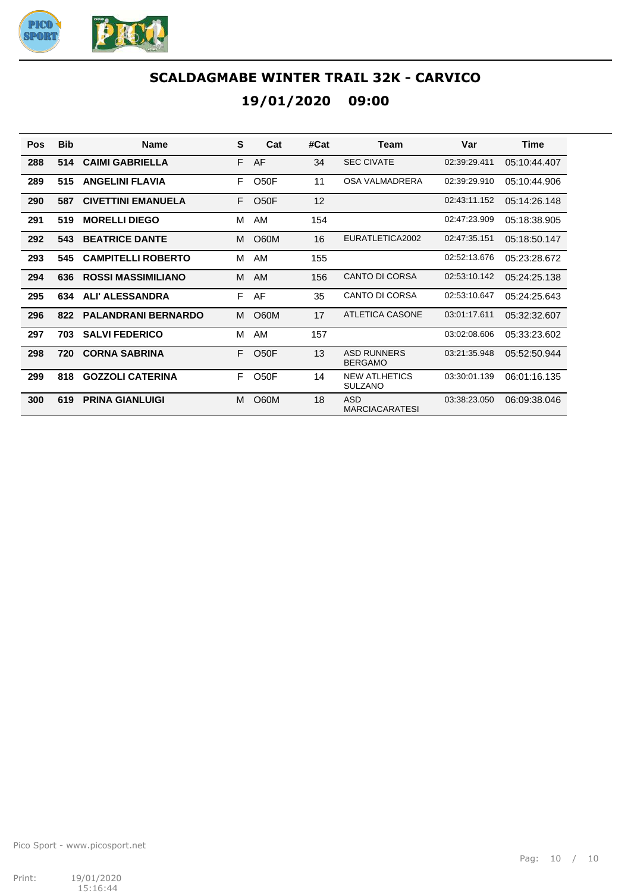# SCALDAGMABE WINTER TRAIL 32K - CARVICO

## 19/01/2020 09:00

| Pos | Bib | Name | S | Cat | #Cat | Team | Var | Time |
|---|---|---|---|---|---|---|---|---|
| 288 | 514 | CAIMI GABRIELLA | F | AF | 34 | SEC CIVATE | 02:39:29.411 | 05:10:44.407 |
| 289 | 515 | ANGELINI FLAVIA | F | O50F | 11 | OSA VALMADRERA | 02:39:29.910 | 05:10:44.906 |
| 290 | 587 | CIVETTINI EMANUELA | F | O50F | 12 | | 02:43:11.152 | 05:14:26.148 |
| 291 | 519 | MORELLI DIEGO | M | AM | 154 | | 02:47:23.909 | 05:18:38.905 |
| 292 | 543 | BEATRICE DANTE | M | O60M | 16 | EURATLETICA2002 | 02:47:35.151 | 05:18:50.147 |
| 293 | 545 | CAMPITELLI ROBERTO | M | AM | 155 | | 02:52:13.676 | 05:23:28.672 |
| 294 | 636 | ROSSI MASSIMILIANO | M | AM | 156 | CANTO DI CORSA | 02:53:10.142 | 05:24:25.138 |
| 295 | 634 | ALI' ALESSANDRA | F | AF | 35 | CANTO DI CORSA | 02:53:10.647 | 05:24:25.643 |
| 296 | 822 | PALANDRANI BERNARDO | M | O60M | 17 | ATLETICA CASONE | 03:01:17.611 | 05:32:32.607 |
| 297 | 703 | SALVI FEDERICO | M | AM | 157 | | 03:02:08.606 | 05:33:23.602 |
| 298 | 720 | CORNA SABRINA | F | O50F | 13 | ASD RUNNERS BERGAMO | 03:21:35.948 | 05:52:50.944 |
| 299 | 818 | GOZZOLI CATERINA | F | O50F | 14 | NEW ATLHETICS SULZANO | 03:30:01.139 | 06:01:16.135 |
| 300 | 619 | PRINA GIANLUIGI | M | O60M | 18 | ASD MARCIACARATESI | 03:38:23.050 | 06:09:38.046 |

Pico Sport - www.picosport.net

Print: 19/01/2020 15:16:44